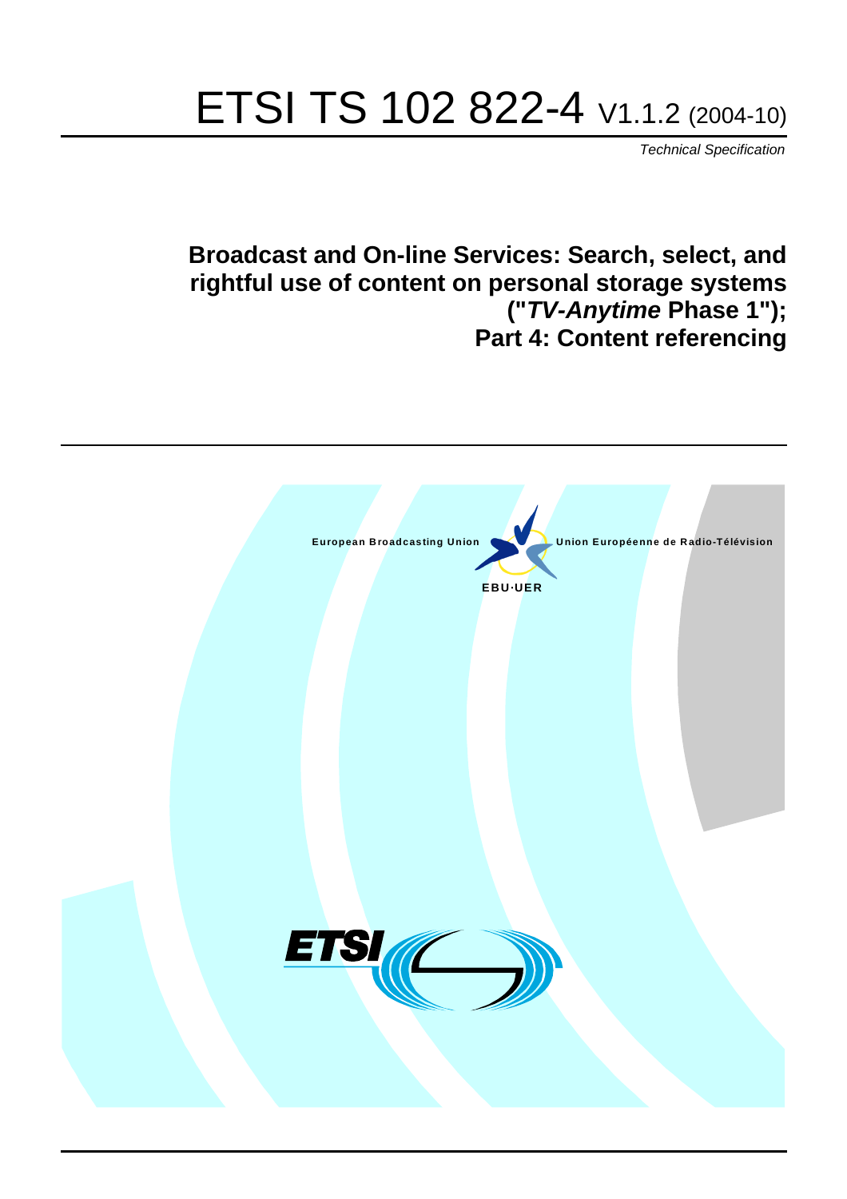# ETSI TS 102 822-4 V1.1.2 (2004-10)

*Technical Specification*

## Broadcast and On-line Services: Search, select, and rightful use of content on personal storage systems ("*TV-Anytime* Phase 1"); Part 4: Content referencing

European Broadcasting Union

Union Européenne de Radio-Télévision

EBU·UER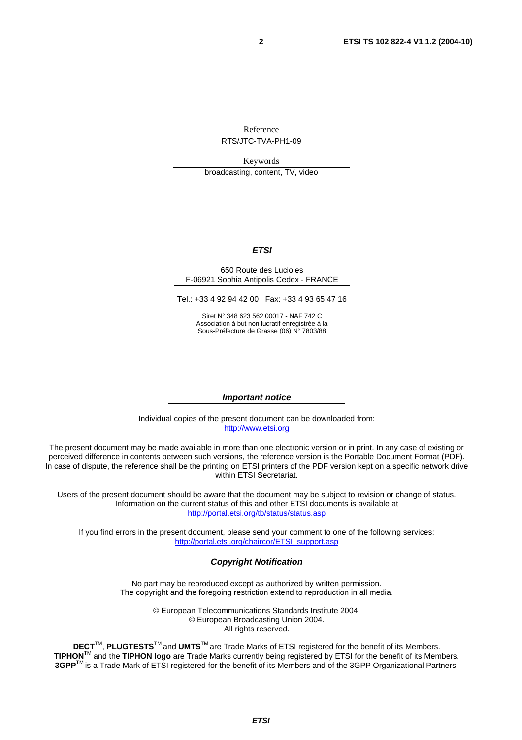Reference

RTS/JTC-TVA-PH1-09

Keywords

broadcasting, content, TV, video

***ETSI***

650 Route des Lucioles
F-06921 Sophia Antipolis Cedex - FRANCE

Tel.: +33 4 92 94 42 00 Fax: +33 4 93 65 47 16

Siret N° 348 623 562 00017 - NAF 742 C
Association à but non lucratif enregistrée à la
Sous-Préfecture de Grasse (06) N° 7803/88

***Important notice***

Individual copies of the present document can be downloaded from:
http://www.etsi.org

The present document may be made available in more than one electronic version or in print. In any case of existing or perceived difference in contents between such versions, the reference version is the Portable Document Format (PDF). In case of dispute, the reference shall be the printing on ETSI printers of the PDF version kept on a specific network drive within ETSI Secretariat.

Users of the present document should be aware that the document may be subject to revision or change of status. Information on the current status of this and other ETSI documents is available at
http://portal.etsi.org/tb/status/status.asp

If you find errors in the present document, please send your comment to one of the following services:
http://portal.etsi.org/chaircor/ETSI_support.asp

***Copyright Notification***

No part may be reproduced except as authorized by written permission.
The copyright and the foregoing restriction extend to reproduction in all media.

© European Telecommunications Standards Institute 2004.
© European Broadcasting Union 2004.
All rights reserved.

**DECT**™, **PLUGTESTS**™ and **UMTS**™ are Trade Marks of ETSI registered for the benefit of its Members.
**TIPHON**™ and the **TIPHON logo** are Trade Marks currently being registered by ETSI for the benefit of its Members.
**3GPP**™ is a Trade Mark of ETSI registered for the benefit of its Members and of the 3GPP Organizational Partners.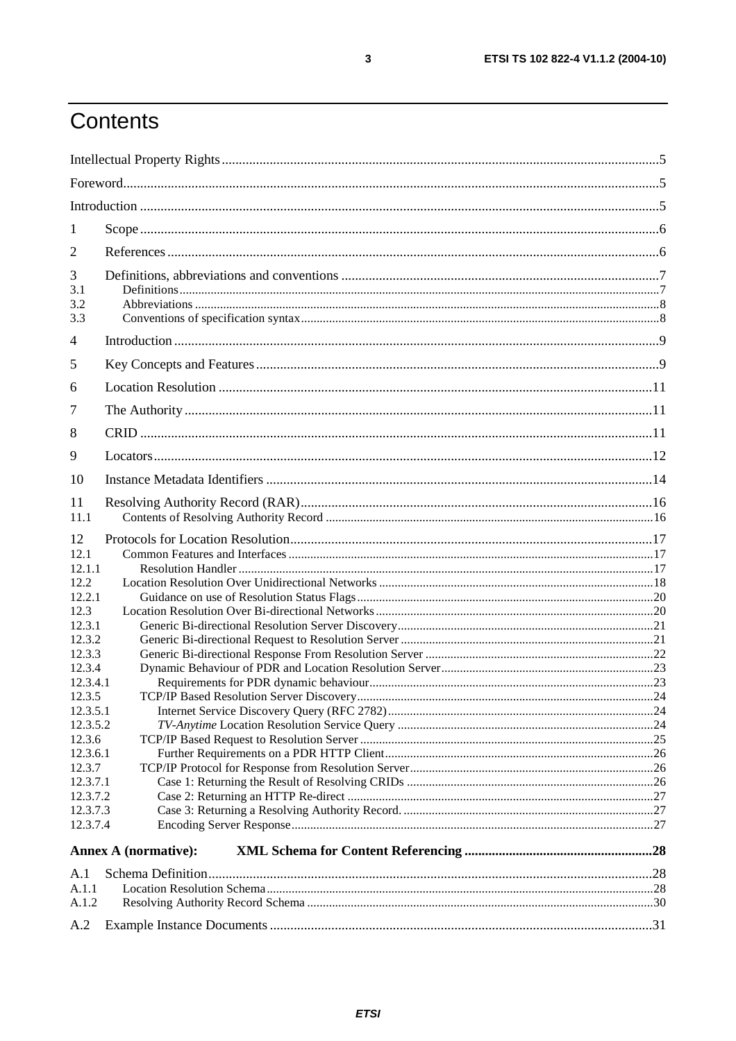# Contents

Intellectual Property Rights....................................................................................................................5

Foreword....................................................................................................................................................5

Introduction ..............................................................................................................................................5

1 Scope......................................................................................................................................................6

2 References..............................................................................................................................................6

3 Definitions, abbreviations and conventions ............................................................................................7
3.1 Definitions..........................................................................................................................................7
3.2 Abbreviations .....................................................................................................................................8
3.3 Conventions of specification syntax....................................................................................................8

4 Introduction ............................................................................................................................................9

5 Key Concepts and Features.....................................................................................................................9

6 Location Resolution ..............................................................................................................................11

7 The Authority.......................................................................................................................................11

8 CRID ....................................................................................................................................................11

9 Locators................................................................................................................................................12

10 Instance Metadata Identifiers ..............................................................................................................14

11 Resolving Authority Record (RAR)......................................................................................................16
11.1 Contents of Resolving Authority Record ........................................................................................16

12 Protocols for Location Resolution........................................................................................................17
12.1 Common Features and Interfaces ....................................................................................................17
12.1.1 Resolution Handler ......................................................................................................................17
12.2 Location Resolution Over Unidirectional Networks .........................................................................18
12.2.1 Guidance on use of Resolution Status Flags..................................................................................20
12.3 Location Resolution Over Bi-directional Networks..........................................................................20
12.3.1 Generic Bi-directional Resolution Server Discovery......................................................................21
12.3.2 Generic Bi-directional Request to Resolution Server .....................................................................21
12.3.3 Generic Bi-directional Response From Resolution Server ..............................................................22
12.3.4 Dynamic Behaviour of PDR and Location Resolution Server.........................................................23
12.3.4.1 Requirements for PDR dynamic behaviour..................................................................................23
12.3.5 TCP/IP Based Resolution Server Discovery..................................................................................24
12.3.5.1 Internet Service Discovery Query (RFC 2782)............................................................................24
12.3.5.2 *TV-Anytime* Location Resolution Service Query .........................................................................24
12.3.6 TCP/IP Based Request to Resolution Server .................................................................................25
12.3.6.1 Further Requirements on a PDR HTTP Client.............................................................................26
12.3.7 TCP/IP Protocol for Response from Resolution Server..................................................................26
12.3.7.1 Case 1: Returning the Result of Resolving CRIDs .......................................................................26
12.3.7.2 Case 2: Returning an HTTP Re-direct .........................................................................................27
12.3.7.3 Case 3: Returning a Resolving Authority Record. ........................................................................27
12.3.7.4 Encoding Server Response..........................................................................................................27

**Annex A (normative): XML Schema for Content Referencing** ..........................................................28

A.1 Schema Definition................................................................................................................................28
A.1.1 Location Resolution Schema.............................................................................................................28
A.1.2 Resolving Authority Record Schema ................................................................................................30

A.2 Example Instance Documents ...............................................................................................................31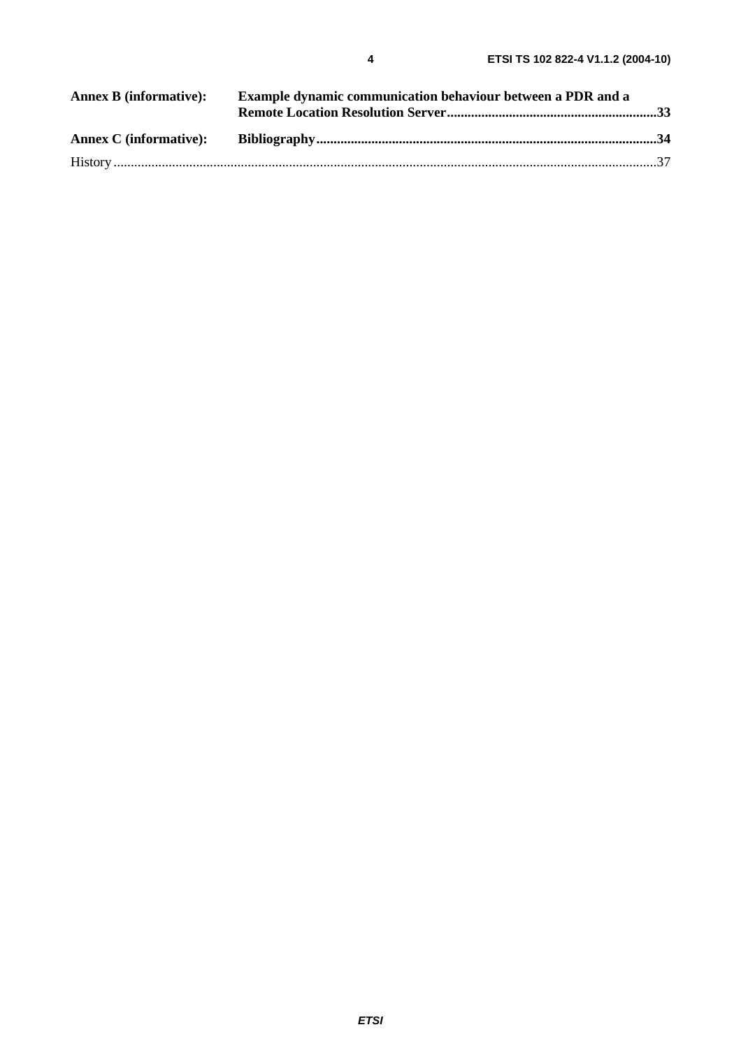**Annex B (informative): Example dynamic communication behaviour between a PDR and a Remote Location Resolution Server**....................................................................33

**Annex C (informative): Bibliography**....................................................................................................34

History.............................................................................................................................................................37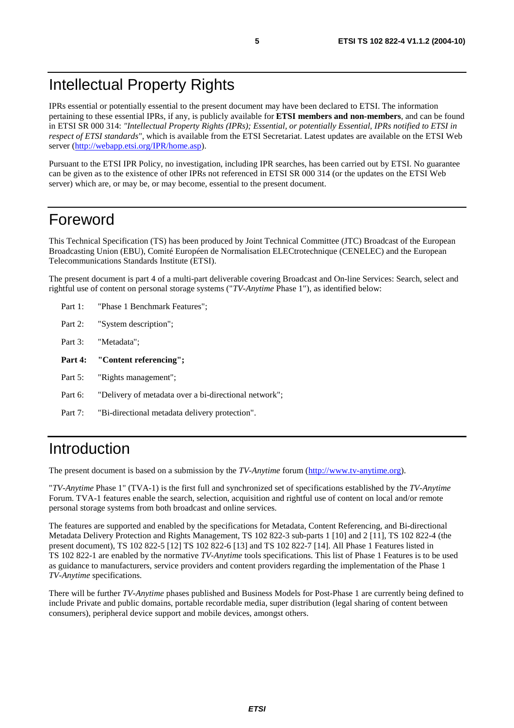# Intellectual Property Rights

IPRs essential or potentially essential to the present document may have been declared to ETSI. The information pertaining to these essential IPRs, if any, is publicly available for **ETSI members and non-members**, and can be found in ETSI SR 000 314: *"Intellectual Property Rights (IPRs); Essential, or potentially Essential, IPRs notified to ETSI in respect of ETSI standards"*, which is available from the ETSI Secretariat. Latest updates are available on the ETSI Web server (http://webapp.etsi.org/IPR/home.asp).

Pursuant to the ETSI IPR Policy, no investigation, including IPR searches, has been carried out by ETSI. No guarantee can be given as to the existence of other IPRs not referenced in ETSI SR 000 314 (or the updates on the ETSI Web server) which are, or may be, or may become, essential to the present document.

# Foreword

This Technical Specification (TS) has been produced by Joint Technical Committee (JTC) Broadcast of the European Broadcasting Union (EBU), Comité Européen de Normalisation ELECtrotechnique (CENELEC) and the European Telecommunications Standards Institute (ETSI).

The present document is part 4 of a multi-part deliverable covering Broadcast and On-line Services: Search, select and rightful use of content on personal storage systems ("*TV-Anytime* Phase 1"), as identified below:

Part 1: "Phase 1 Benchmark Features";

Part 2: "System description";

Part 3: "Metadata";

**Part 4: "Content referencing";**

Part 5: "Rights management";

Part 6: "Delivery of metadata over a bi-directional network";

Part 7: "Bi-directional metadata delivery protection".

# Introduction

The present document is based on a submission by the *TV-Anytime* forum (http://www.tv-anytime.org).

"*TV-Anytime* Phase 1" (TVA-1) is the first full and synchronized set of specifications established by the *TV-Anytime* Forum. TVA-1 features enable the search, selection, acquisition and rightful use of content on local and/or remote personal storage systems from both broadcast and online services.

The features are supported and enabled by the specifications for Metadata, Content Referencing, and Bi-directional Metadata Delivery Protection and Rights Management, TS 102 822-3 sub-parts 1 [10] and 2 [11], TS 102 822-4 (the present document), TS 102 822-5 [12] TS 102 822-6 [13] and TS 102 822-7 [14]. All Phase 1 Features listed in TS 102 822-1 are enabled by the normative *TV-Anytime* tools specifications. This list of Phase 1 Features is to be used as guidance to manufacturers, service providers and content providers regarding the implementation of the Phase 1 *TV-Anytime* specifications.

There will be further *TV-Anytime* phases published and Business Models for Post-Phase 1 are currently being defined to include Private and public domains, portable recordable media, super distribution (legal sharing of content between consumers), peripheral device support and mobile devices, amongst others.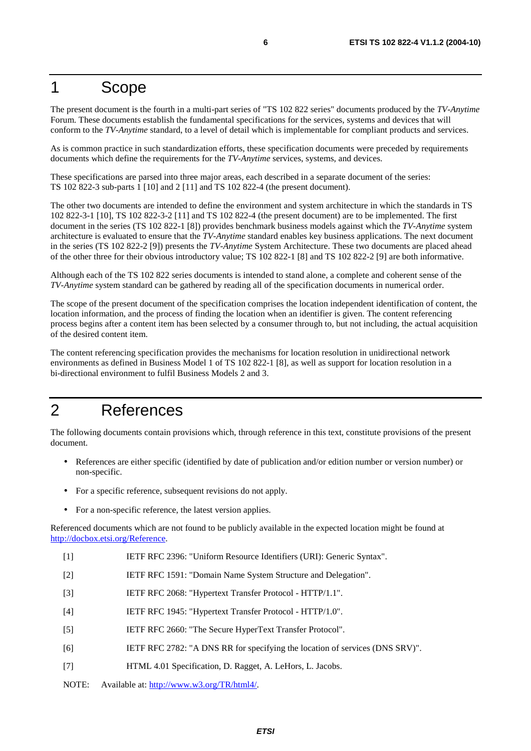# 1 Scope

The present document is the fourth in a multi-part series of "TS 102 822 series" documents produced by the *TV-Anytime* Forum. These documents establish the fundamental specifications for the services, systems and devices that will conform to the *TV-Anytime* standard, to a level of detail which is implementable for compliant products and services.

As is common practice in such standardization efforts, these specification documents were preceded by requirements documents which define the requirements for the *TV-Anytime* services, systems, and devices.

These specifications are parsed into three major areas, each described in a separate document of the series: TS 102 822-3 sub-parts 1 [10] and 2 [11] and TS 102 822-4 (the present document).

The other two documents are intended to define the environment and system architecture in which the standards in TS 102 822-3-1 [10], TS 102 822-3-2 [11] and TS 102 822-4 (the present document) are to be implemented. The first document in the series (TS 102 822-1 [8]) provides benchmark business models against which the *TV-Anytime* system architecture is evaluated to ensure that the *TV-Anytime* standard enables key business applications. The next document in the series (TS 102 822-2 [9]) presents the *TV-Anytime* System Architecture. These two documents are placed ahead of the other three for their obvious introductory value; TS 102 822-1 [8] and TS 102 822-2 [9] are both informative.

Although each of the TS 102 822 series documents is intended to stand alone, a complete and coherent sense of the *TV-Anytime* system standard can be gathered by reading all of the specification documents in numerical order.

The scope of the present document of the specification comprises the location independent identification of content, the location information, and the process of finding the location when an identifier is given. The content referencing process begins after a content item has been selected by a consumer through to, but not including, the actual acquisition of the desired content item.

The content referencing specification provides the mechanisms for location resolution in unidirectional network environments as defined in Business Model 1 of TS 102 822-1 [8], as well as support for location resolution in a bi-directional environment to fulfil Business Models 2 and 3.

# 2 References

The following documents contain provisions which, through reference in this text, constitute provisions of the present document.

- References are either specific (identified by date of publication and/or edition number or version number) or non-specific.
- For a specific reference, subsequent revisions do not apply.
- For a non-specific reference, the latest version applies.

Referenced documents which are not found to be publicly available in the expected location might be found at http://docbox.etsi.org/Reference.

[1] IETF RFC 2396: "Uniform Resource Identifiers (URI): Generic Syntax".

[2] IETF RFC 1591: "Domain Name System Structure and Delegation".

[3] IETF RFC 2068: "Hypertext Transfer Protocol - HTTP/1.1".

[4] IETF RFC 1945: "Hypertext Transfer Protocol - HTTP/1.0".

[5] IETF RFC 2660: "The Secure HyperText Transfer Protocol".

[6] IETF RFC 2782: "A DNS RR for specifying the location of services (DNS SRV)".

[7] HTML 4.01 Specification, D. Ragget, A. LeHors, L. Jacobs.

NOTE: Available at: http://www.w3.org/TR/html4/.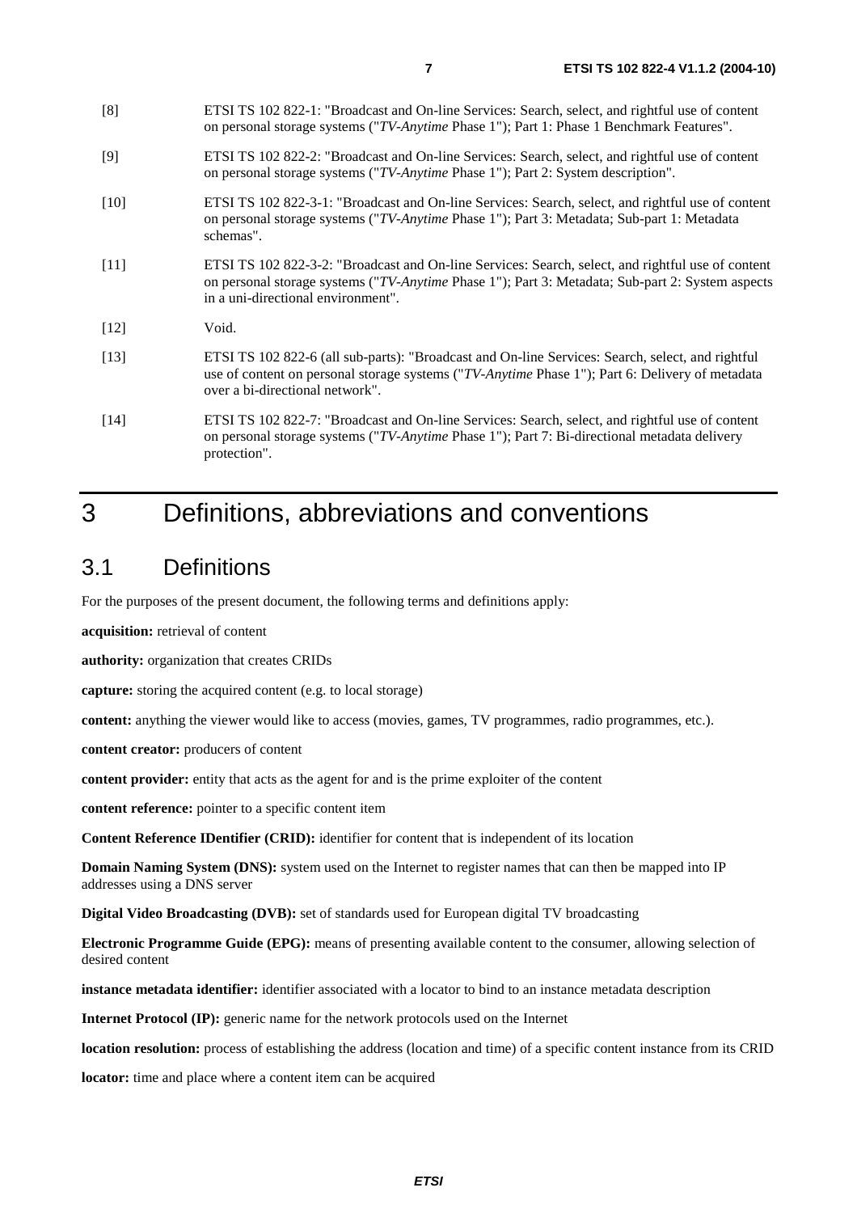[8] ETSI TS 102 822-1: "Broadcast and On-line Services: Search, select, and rightful use of content on personal storage systems ("*TV-Anytime* Phase 1"); Part 1: Phase 1 Benchmark Features".

[9] ETSI TS 102 822-2: "Broadcast and On-line Services: Search, select, and rightful use of content on personal storage systems ("*TV-Anytime* Phase 1"); Part 2: System description".

[10] ETSI TS 102 822-3-1: "Broadcast and On-line Services: Search, select, and rightful use of content on personal storage systems ("*TV-Anytime* Phase 1"); Part 3: Metadata; Sub-part 1: Metadata schemas".

[11] ETSI TS 102 822-3-2: "Broadcast and On-line Services: Search, select, and rightful use of content on personal storage systems ("*TV-Anytime* Phase 1"); Part 3: Metadata; Sub-part 2: System aspects in a uni-directional environment".

[12] Void.

[13] ETSI TS 102 822-6 (all sub-parts): "Broadcast and On-line Services: Search, select, and rightful use of content on personal storage systems ("*TV-Anytime* Phase 1"); Part 6: Delivery of metadata over a bi-directional network".

[14] ETSI TS 102 822-7: "Broadcast and On-line Services: Search, select, and rightful use of content on personal storage systems ("*TV-Anytime* Phase 1"); Part 7: Bi-directional metadata delivery protection".

# 3 Definitions, abbreviations and conventions

## 3.1 Definitions

For the purposes of the present document, the following terms and definitions apply:

**acquisition:** retrieval of content

**authority:** organization that creates CRIDs

**capture:** storing the acquired content (e.g. to local storage)

**content:** anything the viewer would like to access (movies, games, TV programmes, radio programmes, etc.).

**content creator:** producers of content

**content provider:** entity that acts as the agent for and is the prime exploiter of the content

**content reference:** pointer to a specific content item

**Content Reference IDentifier (CRID):** identifier for content that is independent of its location

**Domain Naming System (DNS):** system used on the Internet to register names that can then be mapped into IP addresses using a DNS server

**Digital Video Broadcasting (DVB):** set of standards used for European digital TV broadcasting

**Electronic Programme Guide (EPG):** means of presenting available content to the consumer, allowing selection of desired content

**instance metadata identifier:** identifier associated with a locator to bind to an instance metadata description

**Internet Protocol (IP):** generic name for the network protocols used on the Internet

**location resolution:** process of establishing the address (location and time) of a specific content instance from its CRID

**locator:** time and place where a content item can be acquired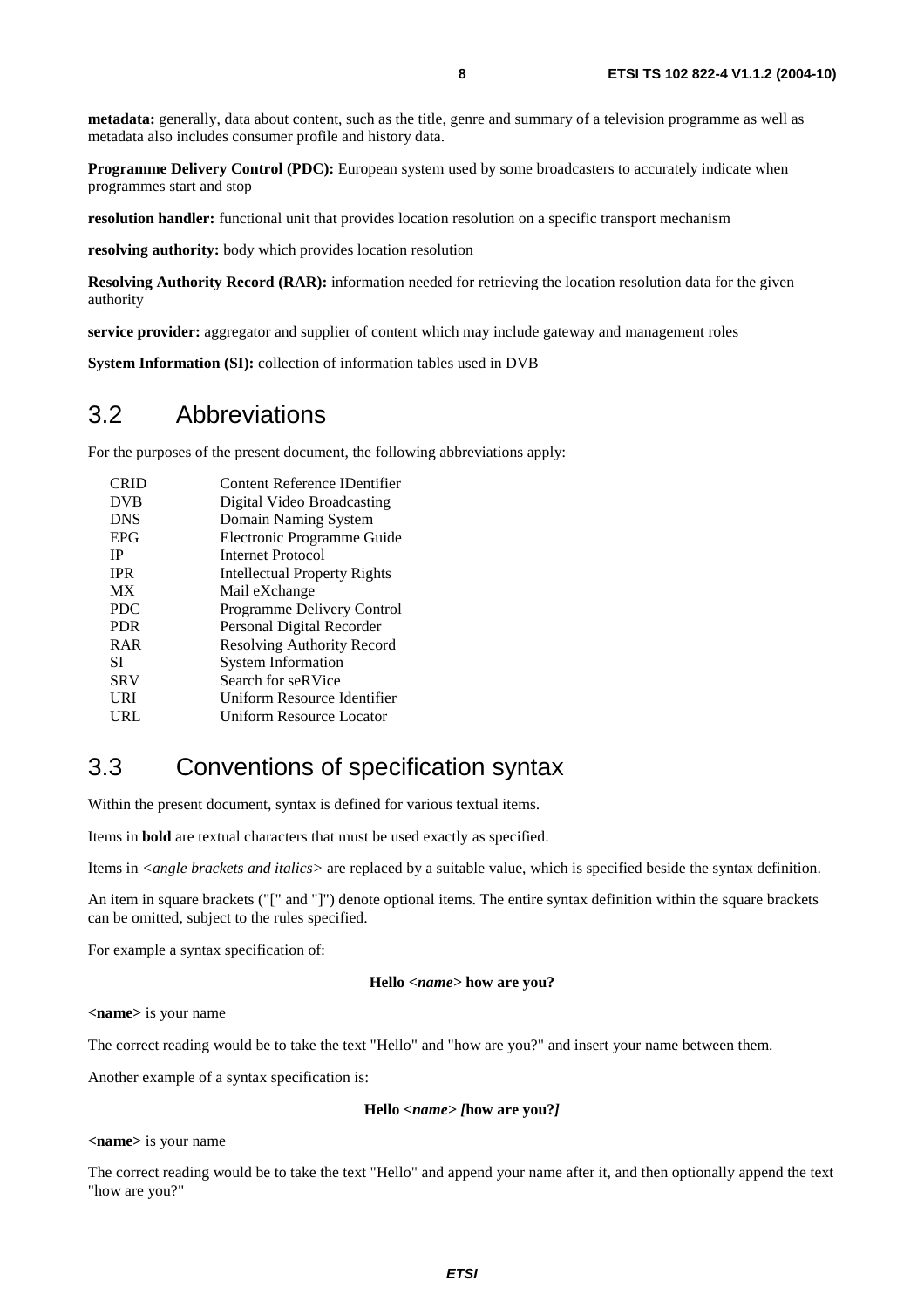**metadata:** generally, data about content, such as the title, genre and summary of a television programme as well as metadata also includes consumer profile and history data.

**Programme Delivery Control (PDC):** European system used by some broadcasters to accurately indicate when programmes start and stop

**resolution handler:** functional unit that provides location resolution on a specific transport mechanism

**resolving authority:** body which provides location resolution

**Resolving Authority Record (RAR):** information needed for retrieving the location resolution data for the given authority

**service provider:** aggregator and supplier of content which may include gateway and management roles

**System Information (SI):** collection of information tables used in DVB

## 3.2 Abbreviations

For the purposes of the present document, the following abbreviations apply:

| | |
|---|---|
| CRID | Content Reference IDentifier |
| DVB | Digital Video Broadcasting |
| DNS | Domain Naming System |
| EPG | Electronic Programme Guide |
| IP | Internet Protocol |
| IPR | Intellectual Property Rights |
| MX | Mail eXchange |
| PDC | Programme Delivery Control |
| PDR | Personal Digital Recorder |
| RAR | Resolving Authority Record |
| SI | System Information |
| SRV | Search for seRVice |
| URI | Uniform Resource Identifier |
| URL | Uniform Resource Locator |

## 3.3 Conventions of specification syntax

Within the present document, syntax is defined for various textual items.

Items in **bold** are textual characters that must be used exactly as specified.

Items in *<angle brackets and italics>* are replaced by a suitable value, which is specified beside the syntax definition.

An item in square brackets ("[" and "]") denote optional items. The entire syntax definition within the square brackets can be omitted, subject to the rules specified.

For example a syntax specification of:

**Hello *<name>* how are you?**

**<name>** is your name

The correct reading would be to take the text "Hello" and "how are you?" and insert your name between them.

Another example of a syntax specification is:

**Hello *<name>* *[*how are you?*]***

**<name>** is your name

The correct reading would be to take the text "Hello" and append your name after it, and then optionally append the text "how are you?"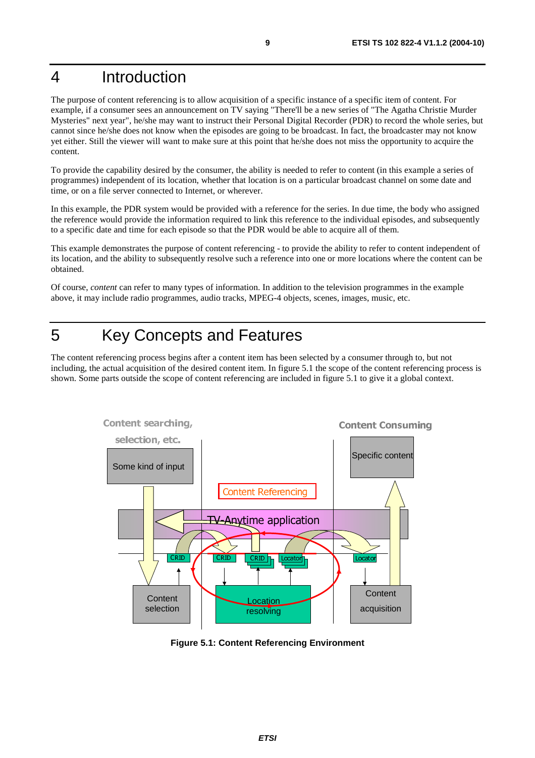# 4 Introduction

The purpose of content referencing is to allow acquisition of a specific instance of a specific item of content. For example, if a consumer sees an announcement on TV saying "There'll be a new series of "The Agatha Christie Murder Mysteries" next year", he/she may want to instruct their Personal Digital Recorder (PDR) to record the whole series, but cannot since he/she does not know when the episodes are going to be broadcast. In fact, the broadcaster may not know yet either. Still the viewer will want to make sure at this point that he/she does not miss the opportunity to acquire the content.

To provide the capability desired by the consumer, the ability is needed to refer to content (in this example a series of programmes) independent of its location, whether that location is on a particular broadcast channel on some date and time, or on a file server connected to Internet, or wherever.

In this example, the PDR system would be provided with a reference for the series. In due time, the body who assigned the reference would provide the information required to link this reference to the individual episodes, and subsequently to a specific date and time for each episode so that the PDR would be able to acquire all of them.

This example demonstrates the purpose of content referencing - to provide the ability to refer to content independent of its location, and the ability to subsequently resolve such a reference into one or more locations where the content can be obtained.

Of course, *content* can refer to many types of information. In addition to the television programmes in the example above, it may include radio programmes, audio tracks, MPEG-4 objects, scenes, images, music, etc.

# 5 Key Concepts and Features

The content referencing process begins after a content item has been selected by a consumer through to, but not including, the actual acquisition of the desired content item. In figure 5.1 the scope of the content referencing process is shown. Some parts outside the scope of content referencing are included in figure 5.1 to give it a global context.

**Figure 5.1: Content Referencing Environment**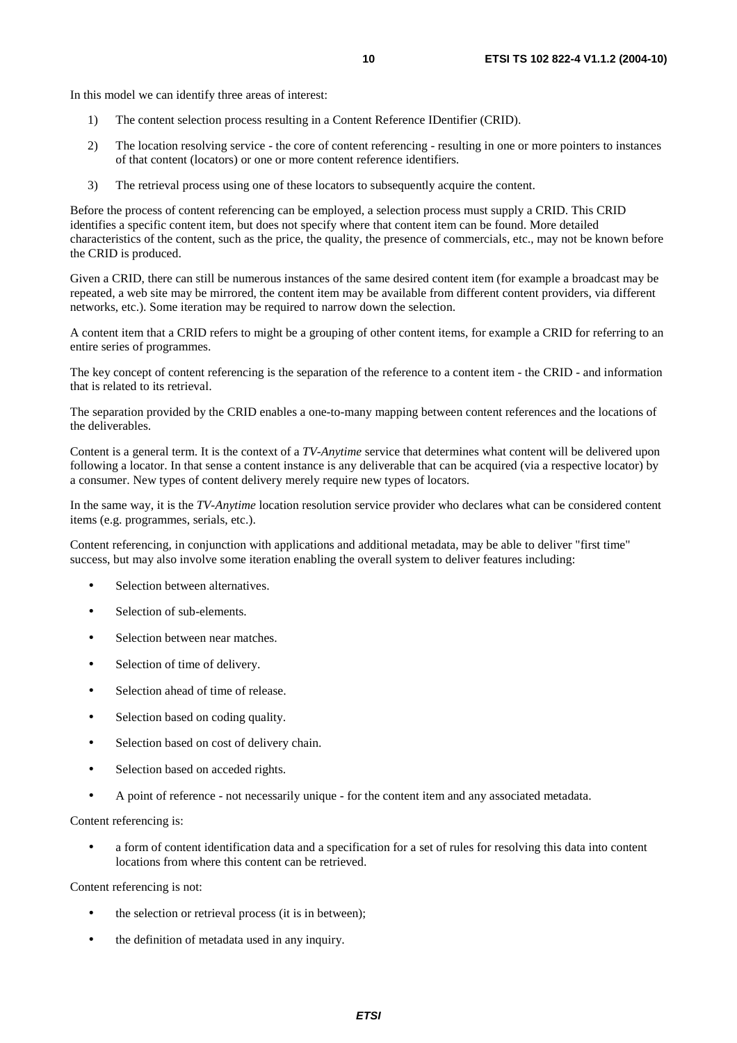In this model we can identify three areas of interest:

1) The content selection process resulting in a Content Reference IDentifier (CRID).

2) The location resolving service - the core of content referencing - resulting in one or more pointers to instances of that content (locators) or one or more content reference identifiers.

3) The retrieval process using one of these locators to subsequently acquire the content.

Before the process of content referencing can be employed, a selection process must supply a CRID. This CRID identifies a specific content item, but does not specify where that content item can be found. More detailed characteristics of the content, such as the price, the quality, the presence of commercials, etc., may not be known before the CRID is produced.

Given a CRID, there can still be numerous instances of the same desired content item (for example a broadcast may be repeated, a web site may be mirrored, the content item may be available from different content providers, via different networks, etc.). Some iteration may be required to narrow down the selection.

A content item that a CRID refers to might be a grouping of other content items, for example a CRID for referring to an entire series of programmes.

The key concept of content referencing is the separation of the reference to a content item - the CRID - and information that is related to its retrieval.

The separation provided by the CRID enables a one-to-many mapping between content references and the locations of the deliverables.

Content is a general term. It is the context of a *TV-Anytime* service that determines what content will be delivered upon following a locator. In that sense a content instance is any deliverable that can be acquired (via a respective locator) by a consumer. New types of content delivery merely require new types of locators.

In the same way, it is the *TV-Anytime* location resolution service provider who declares what can be considered content items (e.g. programmes, serials, etc.).

Content referencing, in conjunction with applications and additional metadata, may be able to deliver "first time" success, but may also involve some iteration enabling the overall system to deliver features including:

- Selection between alternatives.
- Selection of sub-elements.
- Selection between near matches.
- Selection of time of delivery.
- Selection ahead of time of release.
- Selection based on coding quality.
- Selection based on cost of delivery chain.
- Selection based on acceded rights.
- A point of reference - not necessarily unique - for the content item and any associated metadata.

Content referencing is:

- a form of content identification data and a specification for a set of rules for resolving this data into content locations from where this content can be retrieved.

Content referencing is not:

- the selection or retrieval process (it is in between);
- the definition of metadata used in any inquiry.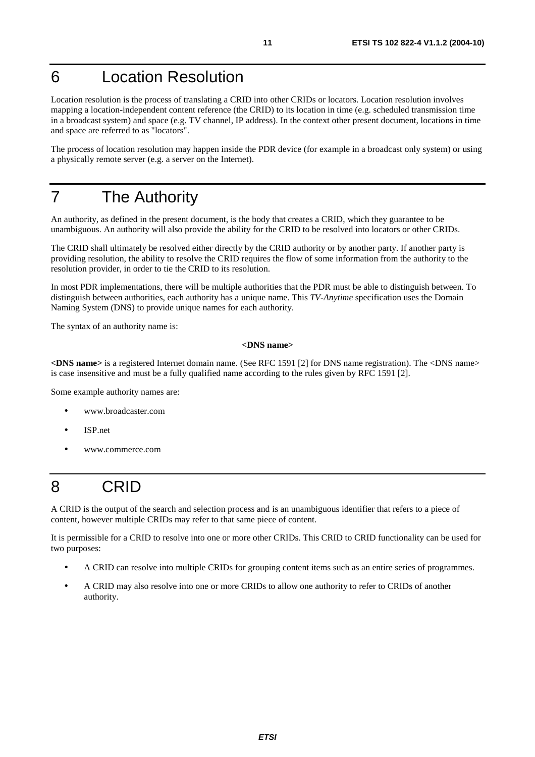# 6 Location Resolution

Location resolution is the process of translating a CRID into other CRIDs or locators. Location resolution involves mapping a location-independent content reference (the CRID) to its location in time (e.g. scheduled transmission time in a broadcast system) and space (e.g. TV channel, IP address). In the context other present document, locations in time and space are referred to as "locators".

The process of location resolution may happen inside the PDR device (for example in a broadcast only system) or using a physically remote server (e.g. a server on the Internet).

# 7 The Authority

An authority, as defined in the present document, is the body that creates a CRID, which they guarantee to be unambiguous. An authority will also provide the ability for the CRID to be resolved into locators or other CRIDs.

The CRID shall ultimately be resolved either directly by the CRID authority or by another party. If another party is providing resolution, the ability to resolve the CRID requires the flow of some information from the authority to the resolution provider, in order to tie the CRID to its resolution.

In most PDR implementations, there will be multiple authorities that the PDR must be able to distinguish between. To distinguish between authorities, each authority has a unique name. This *TV-Anytime* specification uses the Domain Naming System (DNS) to provide unique names for each authority.

The syntax of an authority name is:

**<DNS name>**

**<DNS name>** is a registered Internet domain name. (See RFC 1591 [2] for DNS name registration). The <DNS name> is case insensitive and must be a fully qualified name according to the rules given by RFC 1591 [2].

Some example authority names are:

- www.broadcaster.com
- ISP.net
- www.commerce.com

# 8 CRID

A CRID is the output of the search and selection process and is an unambiguous identifier that refers to a piece of content, however multiple CRIDs may refer to that same piece of content.

It is permissible for a CRID to resolve into one or more other CRIDs. This CRID to CRID functionality can be used for two purposes:

- A CRID can resolve into multiple CRIDs for grouping content items such as an entire series of programmes.
- A CRID may also resolve into one or more CRIDs to allow one authority to refer to CRIDs of another authority.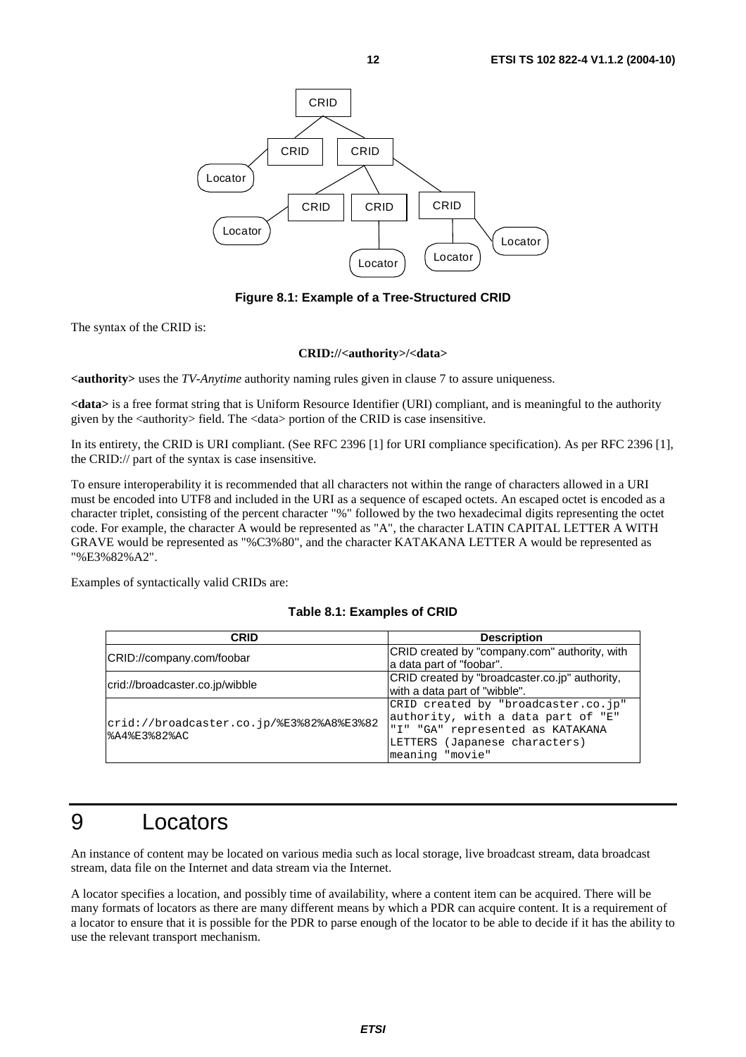**Figure 8.1: Example of a Tree-Structured CRID**

The syntax of the CRID is:

**CRID://<authority>/<data>**

**<authority>** uses the *TV-Anytime* authority naming rules given in clause 7 to assure uniqueness.

**<data>** is a free format string that is Uniform Resource Identifier (URI) compliant, and is meaningful to the authority given by the <authority> field. The <data> portion of the CRID is case insensitive.

In its entirety, the CRID is URI compliant. (See RFC 2396 [1] for URI compliance specification). As per RFC 2396 [1], the CRID:// part of the syntax is case insensitive.

To ensure interoperability it is recommended that all characters not within the range of characters allowed in a URI must be encoded into UTF8 and included in the URI as a sequence of escaped octets. An escaped octet is encoded as a character triplet, consisting of the percent character "%" followed by the two hexadecimal digits representing the octet code. For example, the character A would be represented as "A", the character LATIN CAPITAL LETTER A WITH GRAVE would be represented as "%C3%80", and the character KATAKANA LETTER A would be represented as "%E3%82%A2".

Examples of syntactically valid CRIDs are:

**Table 8.1: Examples of CRID**

| CRID | Description |
| --- | --- |
| CRID://company.com/foobar | CRID created by "company.com" authority, with a data part of "foobar". |
| crid://broadcaster.co.jp/wibble | CRID created by "broadcaster.co.jp" authority, with a data part of "wibble". |
| crid://broadcaster.co.jp/%E3%82%A8%E3%82%A4%E3%82%AC | CRID created by "broadcaster.co.jp" authority, with a data part of "E" "I" "GA" represented as KATAKANA LETTERS (Japanese characters) meaning "movie" |

# 9 Locators

An instance of content may be located on various media such as local storage, live broadcast stream, data broadcast stream, data file on the Internet and data stream via the Internet.

A locator specifies a location, and possibly time of availability, where a content item can be acquired. There will be many formats of locators as there are many different means by which a PDR can acquire content. It is a requirement of a locator to ensure that it is possible for the PDR to parse enough of the locator to be able to decide if it has the ability to use the relevant transport mechanism.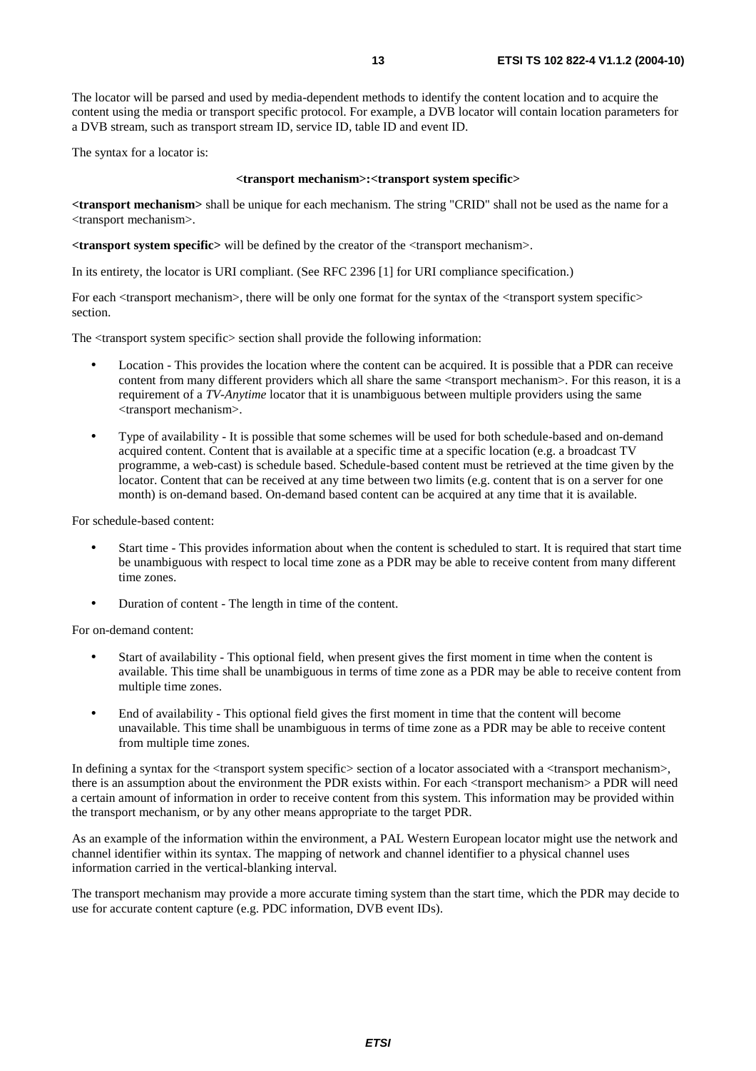The locator will be parsed and used by media-dependent methods to identify the content location and to acquire the content using the media or transport specific protocol. For example, a DVB locator will contain location parameters for a DVB stream, such as transport stream ID, service ID, table ID and event ID.

The syntax for a locator is:

**<transport mechanism>:<transport system specific>**

**<transport mechanism>** shall be unique for each mechanism. The string "CRID" shall not be used as the name for a <transport mechanism>.

**<transport system specific>** will be defined by the creator of the <transport mechanism>.

In its entirety, the locator is URI compliant. (See RFC 2396 [1] for URI compliance specification.)

For each <transport mechanism>, there will be only one format for the syntax of the <transport system specific> section.

The <transport system specific> section shall provide the following information:

- Location - This provides the location where the content can be acquired. It is possible that a PDR can receive content from many different providers which all share the same <transport mechanism>. For this reason, it is a requirement of a *TV-Anytime* locator that it is unambiguous between multiple providers using the same <transport mechanism>.
- Type of availability - It is possible that some schemes will be used for both schedule-based and on-demand acquired content. Content that is available at a specific time at a specific location (e.g. a broadcast TV programme, a web-cast) is schedule based. Schedule-based content must be retrieved at the time given by the locator. Content that can be received at any time between two limits (e.g. content that is on a server for one month) is on-demand based. On-demand based content can be acquired at any time that it is available.

For schedule-based content:

- Start time - This provides information about when the content is scheduled to start. It is required that start time be unambiguous with respect to local time zone as a PDR may be able to receive content from many different time zones.
- Duration of content - The length in time of the content.

For on-demand content:

- Start of availability - This optional field, when present gives the first moment in time when the content is available. This time shall be unambiguous in terms of time zone as a PDR may be able to receive content from multiple time zones.
- End of availability - This optional field gives the first moment in time that the content will become unavailable. This time shall be unambiguous in terms of time zone as a PDR may be able to receive content from multiple time zones.

In defining a syntax for the <transport system specific> section of a locator associated with a <transport mechanism>, there is an assumption about the environment the PDR exists within. For each <transport mechanism> a PDR will need a certain amount of information in order to receive content from this system. This information may be provided within the transport mechanism, or by any other means appropriate to the target PDR.

As an example of the information within the environment, a PAL Western European locator might use the network and channel identifier within its syntax. The mapping of network and channel identifier to a physical channel uses information carried in the vertical-blanking interval.

The transport mechanism may provide a more accurate timing system than the start time, which the PDR may decide to use for accurate content capture (e.g. PDC information, DVB event IDs).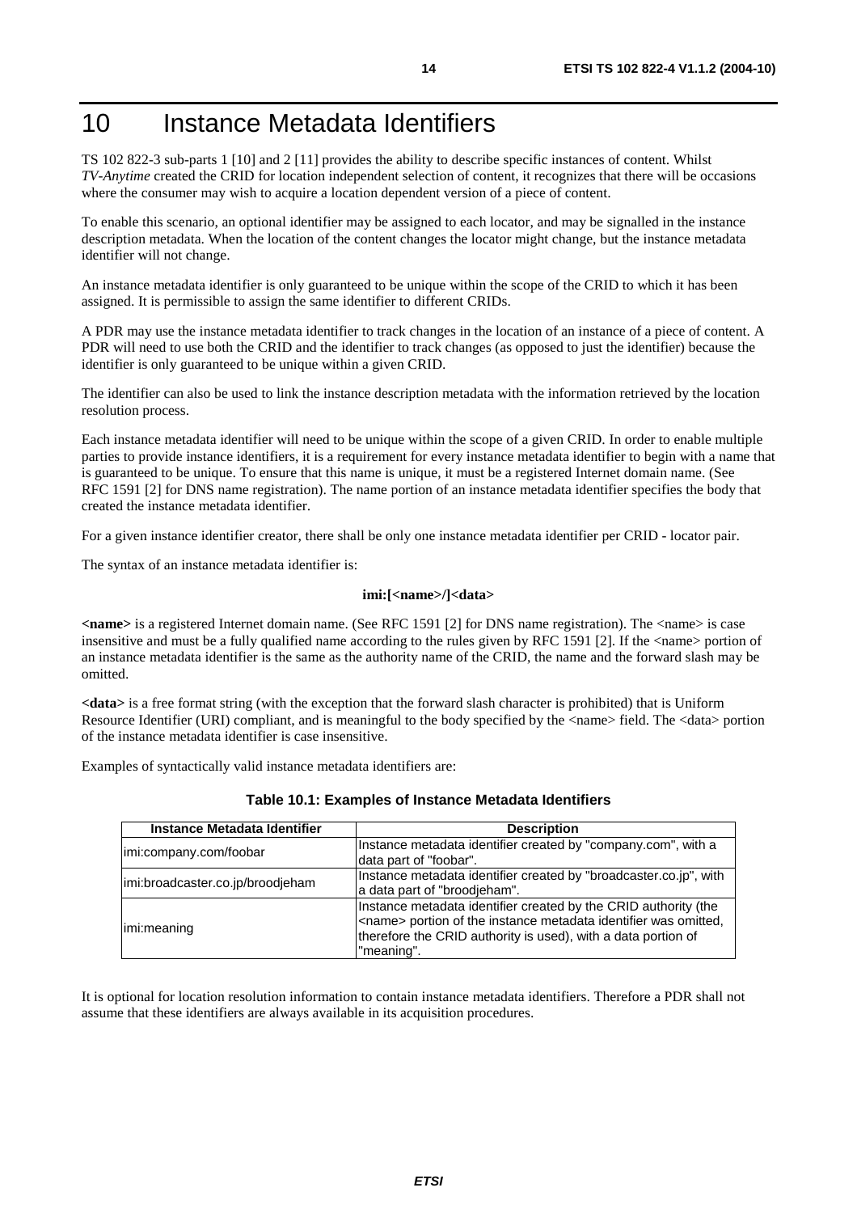# 10 Instance Metadata Identifiers

TS 102 822-3 sub-parts 1 [10] and 2 [11] provides the ability to describe specific instances of content. Whilst *TV-Anytime* created the CRID for location independent selection of content, it recognizes that there will be occasions where the consumer may wish to acquire a location dependent version of a piece of content.

To enable this scenario, an optional identifier may be assigned to each locator, and may be signalled in the instance description metadata. When the location of the content changes the locator might change, but the instance metadata identifier will not change.

An instance metadata identifier is only guaranteed to be unique within the scope of the CRID to which it has been assigned. It is permissible to assign the same identifier to different CRIDs.

A PDR may use the instance metadata identifier to track changes in the location of an instance of a piece of content. A PDR will need to use both the CRID and the identifier to track changes (as opposed to just the identifier) because the identifier is only guaranteed to be unique within a given CRID.

The identifier can also be used to link the instance description metadata with the information retrieved by the location resolution process.

Each instance metadata identifier will need to be unique within the scope of a given CRID. In order to enable multiple parties to provide instance identifiers, it is a requirement for every instance metadata identifier to begin with a name that is guaranteed to be unique. To ensure that this name is unique, it must be a registered Internet domain name. (See RFC 1591 [2] for DNS name registration). The name portion of an instance metadata identifier specifies the body that created the instance metadata identifier.

For a given instance identifier creator, there shall be only one instance metadata identifier per CRID - locator pair.

The syntax of an instance metadata identifier is:

**imi:[<name>/]<data>**

**<name>** is a registered Internet domain name. (See RFC 1591 [2] for DNS name registration). The <name> is case insensitive and must be a fully qualified name according to the rules given by RFC 1591 [2]. If the <name> portion of an instance metadata identifier is the same as the authority name of the CRID, the name and the forward slash may be omitted.

**<data>** is a free format string (with the exception that the forward slash character is prohibited) that is Uniform Resource Identifier (URI) compliant, and is meaningful to the body specified by the <name> field. The <data> portion of the instance metadata identifier is case insensitive.

Examples of syntactically valid instance metadata identifiers are:

**Table 10.1: Examples of Instance Metadata Identifiers**

| Instance Metadata Identifier | Description |
|---|---|
| imi:company.com/foobar | Instance metadata identifier created by "company.com", with a data part of "foobar". |
| imi:broadcaster.co.jp/broodjeham | Instance metadata identifier created by "broadcaster.co.jp", with a data part of "broodjeham". |
| imi:meaning | Instance metadata identifier created by the CRID authority (the <name> portion of the instance metadata identifier was omitted, therefore the CRID authority is used), with a data portion of "meaning". |

It is optional for location resolution information to contain instance metadata identifiers. Therefore a PDR shall not assume that these identifiers are always available in its acquisition procedures.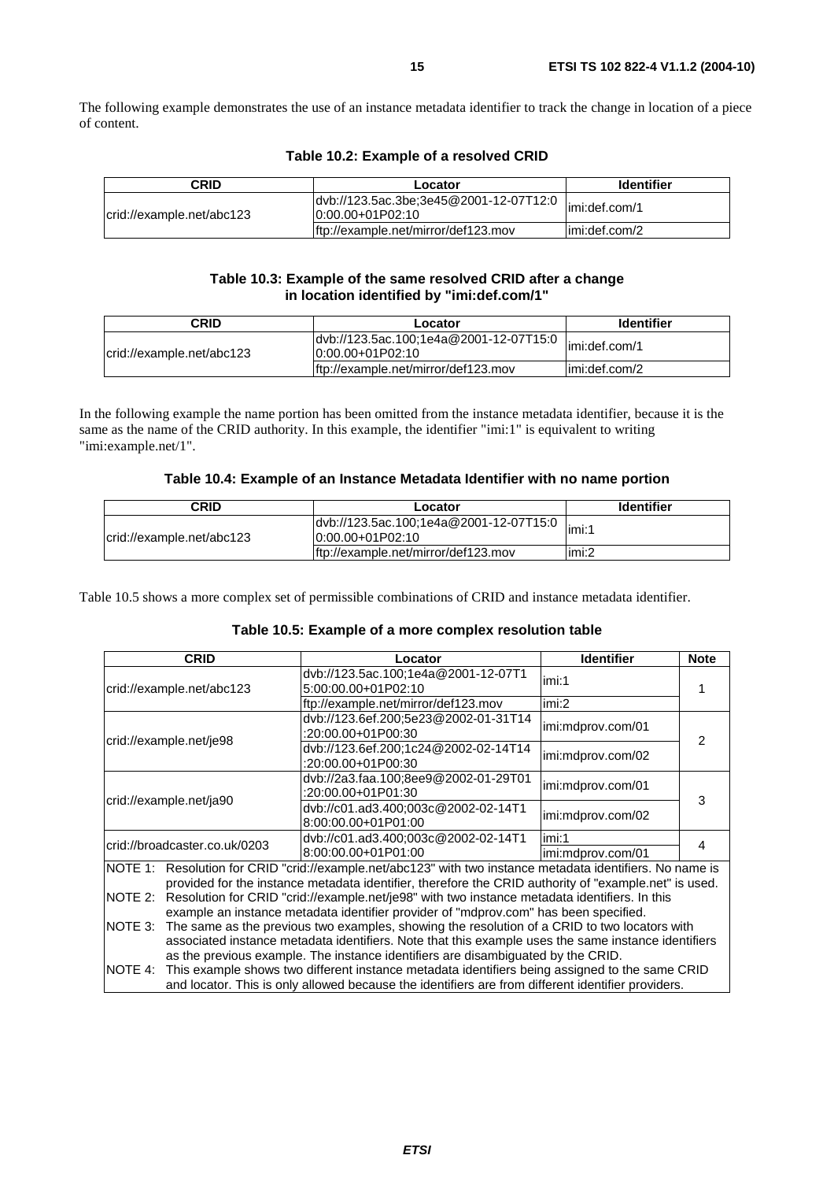The following example demonstrates the use of an instance metadata identifier to track the change in location of a piece of content.

**Table 10.2: Example of a resolved CRID**

| CRID | Locator | Identifier |
|---|---|---|
| crid://example.net/abc123 | dvb://123.5ac.3be;3e45@2001-12-07T12:00:00.00+01P02:10 | imi:def.com/1 |
| | ftp://example.net/mirror/def123.mov | imi:def.com/2 |

**Table 10.3: Example of the same resolved CRID after a change in location identified by "imi:def.com/1"**

| CRID | Locator | Identifier |
|---|---|---|
| crid://example.net/abc123 | dvb://123.5ac.100;1e4a@2001-12-07T15:00:00.00+01P02:10 | imi:def.com/1 |
| | ftp://example.net/mirror/def123.mov | imi:def.com/2 |

In the following example the name portion has been omitted from the instance metadata identifier, because it is the same as the name of the CRID authority. In this example, the identifier "imi:1" is equivalent to writing "imi:example.net/1".

**Table 10.4: Example of an Instance Metadata Identifier with no name portion**

| CRID | Locator | Identifier |
|---|---|---|
| crid://example.net/abc123 | dvb://123.5ac.100;1e4a@2001-12-07T15:00:00.00+01P02:10 | imi:1 |
| | ftp://example.net/mirror/def123.mov | imi:2 |

Table 10.5 shows a more complex set of permissible combinations of CRID and instance metadata identifier.

**Table 10.5: Example of a more complex resolution table**

| CRID | Locator | Identifier | Note |
|---|---|---|---|
| crid://example.net/abc123 | dvb://123.5ac.100;1e4a@2001-12-07T15:00:00.00+01P02:10 | imi:1 | 1 |
| | ftp://example.net/mirror/def123.mov | imi:2 | |
| crid://example.net/je98 | dvb://123.6ef.200;5e23@2002-01-31T14:20:00.00+01P00:30 | imi:mdprov.com/01 | 2 |
| | dvb://123.6ef.200;1c24@2002-02-14T14:20:00.00+01P00:30 | imi:mdprov.com/02 | |
| crid://example.net/ja90 | dvb://2a3.faa.100;8ee9@2002-01-29T01:20:00.00+01P01:30 | imi:mdprov.com/01 | 3 |
| | dvb://c01.ad3.400;003c@2002-02-14T18:00:00.00+01P01:00 | imi:mdprov.com/02 | |
| crid://broadcaster.co.uk/0203 | dvb://c01.ad3.400;003c@2002-02-14T18:00:00.00+01P01:00 | imi:1 | 4 |
| | | imi:mdprov.com/01 | |

NOTE 1: Resolution for CRID "crid://example.net/abc123" with two instance metadata identifiers. No name is provided for the instance metadata identifier, therefore the CRID authority of "example.net" is used.

NOTE 2: Resolution for CRID "crid://example.net/je98" with two instance metadata identifiers. In this example an instance metadata identifier provider of "mdprov.com" has been specified.

NOTE 3: The same as the previous two examples, showing the resolution of a CRID to two locators with associated instance metadata identifiers. Note that this example uses the same instance identifiers as the previous example. The instance identifiers are disambiguated by the CRID.

NOTE 4: This example shows two different instance metadata identifiers being assigned to the same CRID and locator. This is only allowed because the identifiers are from different identifier providers.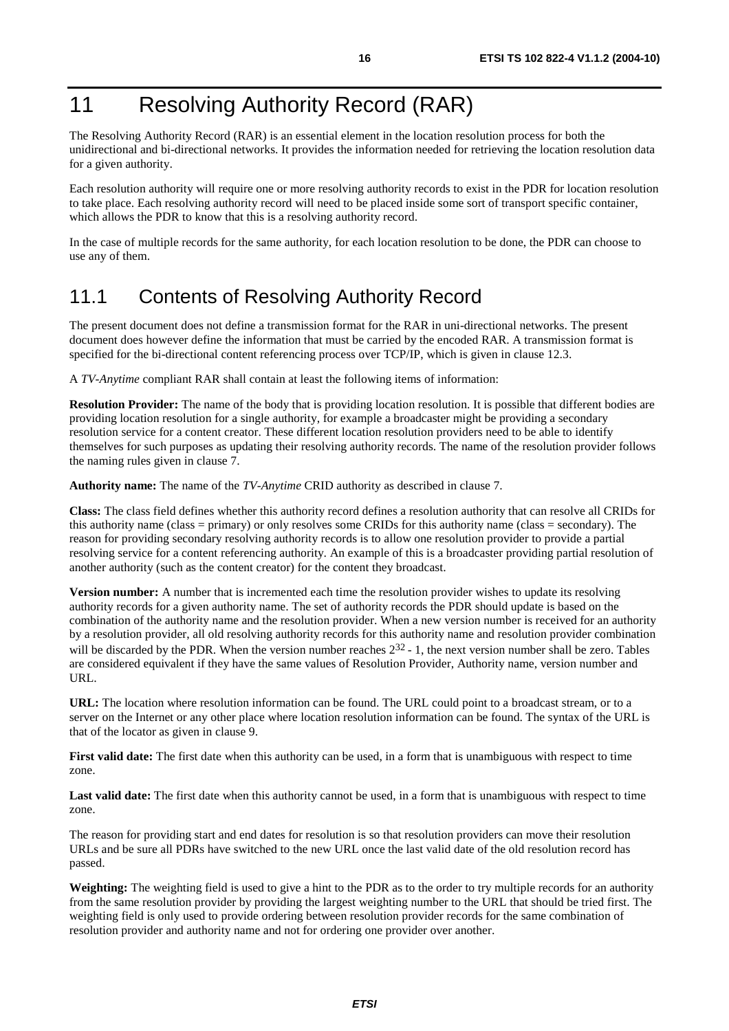# 11 Resolving Authority Record (RAR)

The Resolving Authority Record (RAR) is an essential element in the location resolution process for both the unidirectional and bi-directional networks. It provides the information needed for retrieving the location resolution data for a given authority.

Each resolution authority will require one or more resolving authority records to exist in the PDR for location resolution to take place. Each resolving authority record will need to be placed inside some sort of transport specific container, which allows the PDR to know that this is a resolving authority record.

In the case of multiple records for the same authority, for each location resolution to be done, the PDR can choose to use any of them.

## 11.1 Contents of Resolving Authority Record

The present document does not define a transmission format for the RAR in uni-directional networks. The present document does however define the information that must be carried by the encoded RAR. A transmission format is specified for the bi-directional content referencing process over TCP/IP, which is given in clause 12.3.

A *TV-Anytime* compliant RAR shall contain at least the following items of information:

**Resolution Provider:** The name of the body that is providing location resolution. It is possible that different bodies are providing location resolution for a single authority, for example a broadcaster might be providing a secondary resolution service for a content creator. These different location resolution providers need to be able to identify themselves for such purposes as updating their resolving authority records. The name of the resolution provider follows the naming rules given in clause 7.

**Authority name:** The name of the *TV-Anytime* CRID authority as described in clause 7.

**Class:** The class field defines whether this authority record defines a resolution authority that can resolve all CRIDs for this authority name (class = primary) or only resolves some CRIDs for this authority name (class = secondary). The reason for providing secondary resolving authority records is to allow one resolution provider to provide a partial resolving service for a content referencing authority. An example of this is a broadcaster providing partial resolution of another authority (such as the content creator) for the content they broadcast.

**Version number:** A number that is incremented each time the resolution provider wishes to update its resolving authority records for a given authority name. The set of authority records the PDR should update is based on the combination of the authority name and the resolution provider. When a new version number is received for an authority by a resolution provider, all old resolving authority records for this authority name and resolution provider combination will be discarded by the PDR. When the version number reaches $2^{32} - 1$, the next version number shall be zero. Tables are considered equivalent if they have the same values of Resolution Provider, Authority name, version number and URL.

**URL:** The location where resolution information can be found. The URL could point to a broadcast stream, or to a server on the Internet or any other place where location resolution information can be found. The syntax of the URL is that of the locator as given in clause 9.

**First valid date:** The first date when this authority can be used, in a form that is unambiguous with respect to time zone.

**Last valid date:** The first date when this authority cannot be used, in a form that is unambiguous with respect to time zone.

The reason for providing start and end dates for resolution is so that resolution providers can move their resolution URLs and be sure all PDRs have switched to the new URL once the last valid date of the old resolution record has passed.

**Weighting:** The weighting field is used to give a hint to the PDR as to the order to try multiple records for an authority from the same resolution provider by providing the largest weighting number to the URL that should be tried first. The weighting field is only used to provide ordering between resolution provider records for the same combination of resolution provider and authority name and not for ordering one provider over another.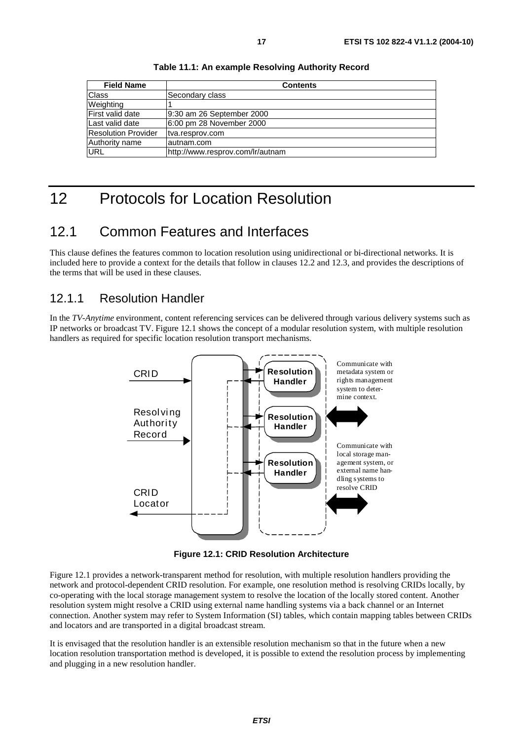**Table 11.1: An example Resolving Authority Record**

| Field Name | Contents |
|---|---|
| Class | Secondary class |
| Weighting | 1 |
| First valid date | 9:30 am 26 September 2000 |
| Last valid date | 6:00 pm 28 November 2000 |
| Resolution Provider | tva.resprov.com |
| Authority name | autnam.com |
| URL | http://www.resprov.com/lr/autnam |

# 12 Protocols for Location Resolution

## 12.1 Common Features and Interfaces

This clause defines the features common to location resolution using unidirectional or bi-directional networks. It is included here to provide a context for the details that follow in clauses 12.2 and 12.3, and provides the descriptions of the terms that will be used in these clauses.

### 12.1.1 Resolution Handler

In the *TV-Anytime* environment, content referencing services can be delivered through various delivery systems such as IP networks or broadcast TV. Figure 12.1 shows the concept of a modular resolution system, with multiple resolution handlers as required for specific location resolution transport mechanisms.

**Figure 12.1: CRID Resolution Architecture**

Figure 12.1 provides a network-transparent method for resolution, with multiple resolution handlers providing the network and protocol-dependent CRID resolution. For example, one resolution method is resolving CRIDs locally, by co-operating with the local storage management system to resolve the location of the locally stored content. Another resolution system might resolve a CRID using external name handling systems via a back channel or an Internet connection. Another system may refer to System Information (SI) tables, which contain mapping tables between CRIDs and locators and are transported in a digital broadcast stream.

It is envisaged that the resolution handler is an extensible resolution mechanism so that in the future when a new location resolution transportation method is developed, it is possible to extend the resolution process by implementing and plugging in a new resolution handler.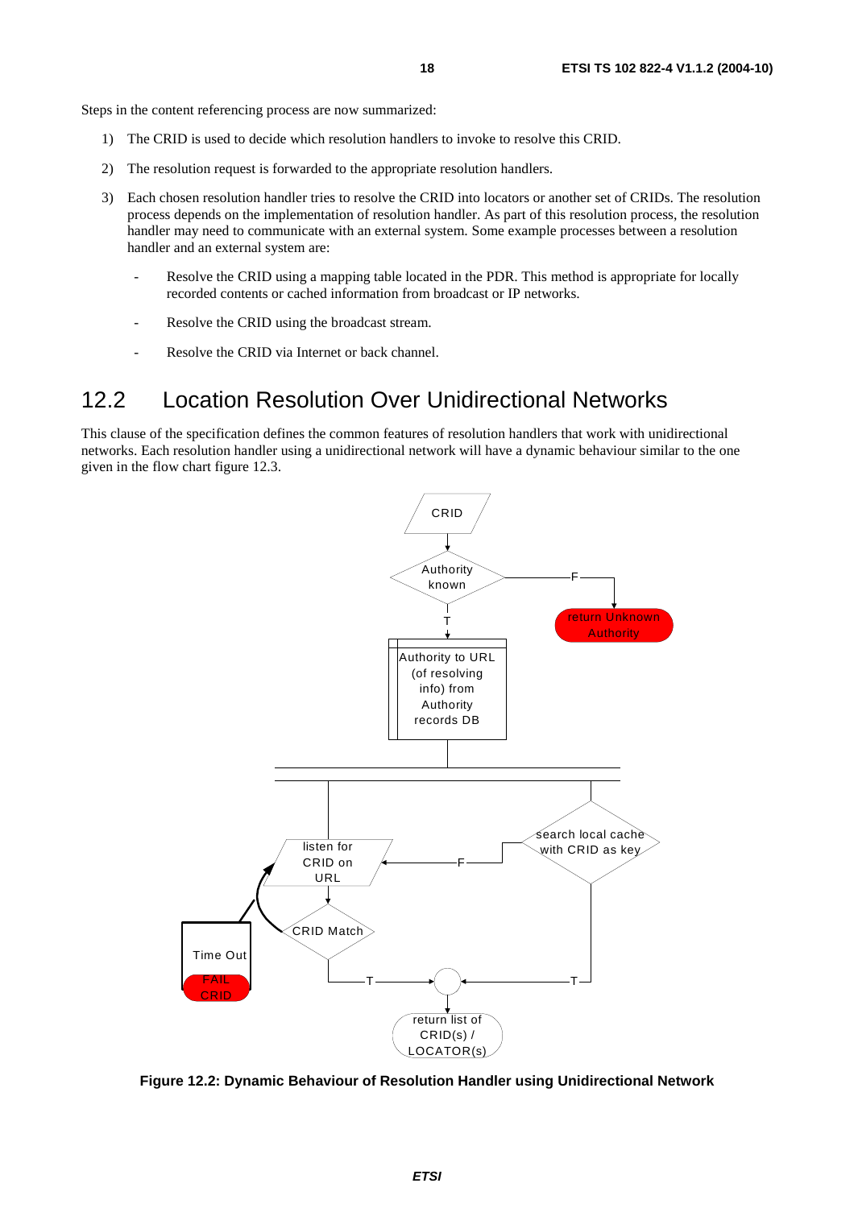Steps in the content referencing process are now summarized:

1) The CRID is used to decide which resolution handlers to invoke to resolve this CRID.

2) The resolution request is forwarded to the appropriate resolution handlers.

3) Each chosen resolution handler tries to resolve the CRID into locators or another set of CRIDs. The resolution process depends on the implementation of resolution handler. As part of this resolution process, the resolution handler may need to communicate with an external system. Some example processes between a resolution handler and an external system are:

   - Resolve the CRID using a mapping table located in the PDR. This method is appropriate for locally recorded contents or cached information from broadcast or IP networks.

   - Resolve the CRID using the broadcast stream.

   - Resolve the CRID via Internet or back channel.

## 12.2 Location Resolution Over Unidirectional Networks

This clause of the specification defines the common features of resolution handlers that work with unidirectional networks. Each resolution handler using a unidirectional network will have a dynamic behaviour similar to the one given in the flow chart figure 12.3.

CRID

Authority known

F

return Unknown Authority

T

Authority to URL (of resolving info) from Authority records DB

search local cache with CRID as key

F

listen for CRID on URL

CRID Match

Time Out

FAIL CRID

T

T

return list of CRID(s) / LOCATOR(s)

**Figure 12.2: Dynamic Behaviour of Resolution Handler using Unidirectional Network**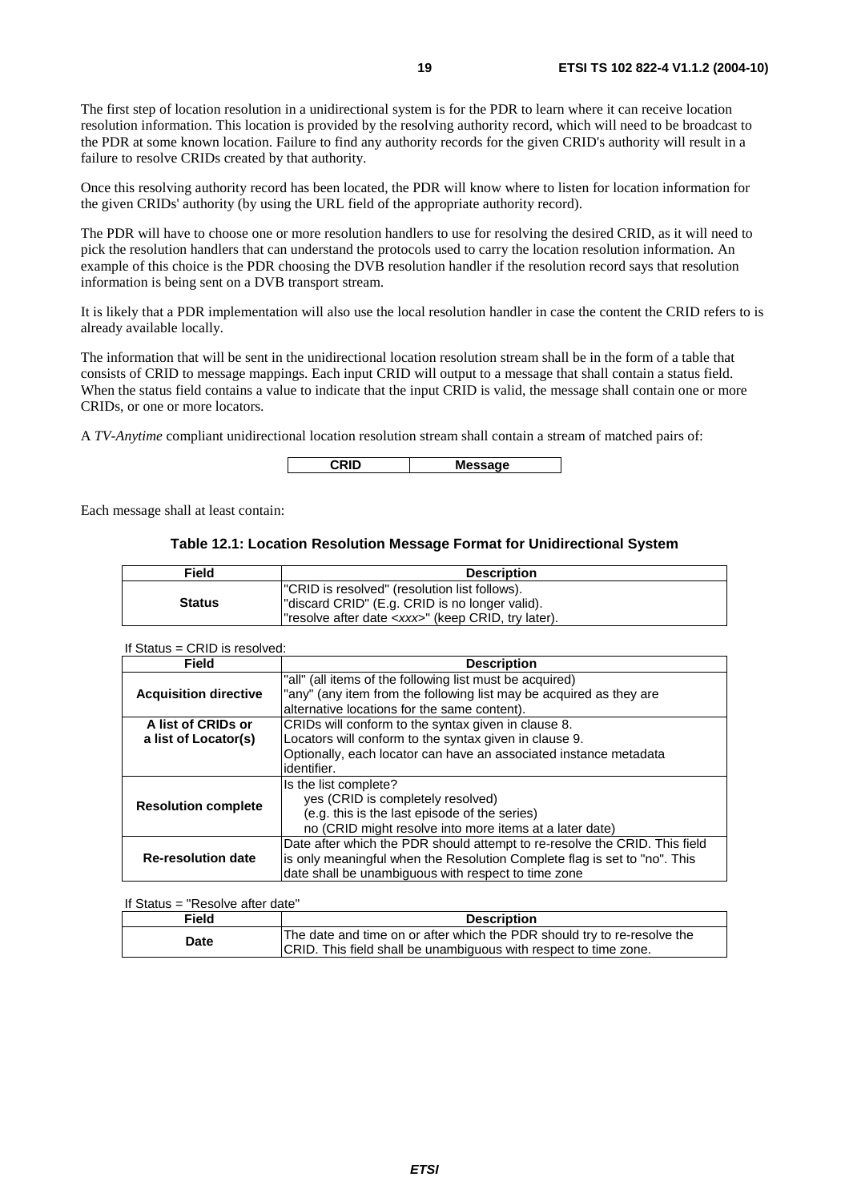The first step of location resolution in a unidirectional system is for the PDR to learn where it can receive location resolution information. This location is provided by the resolving authority record, which will need to be broadcast to the PDR at some known location. Failure to find any authority records for the given CRID's authority will result in a failure to resolve CRIDs created by that authority.

Once this resolving authority record has been located, the PDR will know where to listen for location information for the given CRIDs' authority (by using the URL field of the appropriate authority record).

The PDR will have to choose one or more resolution handlers to use for resolving the desired CRID, as it will need to pick the resolution handlers that can understand the protocols used to carry the location resolution information. An example of this choice is the PDR choosing the DVB resolution handler if the resolution record says that resolution information is being sent on a DVB transport stream.

It is likely that a PDR implementation will also use the local resolution handler in case the content the CRID refers to is already available locally.

The information that will be sent in the unidirectional location resolution stream shall be in the form of a table that consists of CRID to message mappings. Each input CRID will output to a message that shall contain a status field. When the status field contains a value to indicate that the input CRID is valid, the message shall contain one or more CRIDs, or one or more locators.

A *TV-Anytime* compliant unidirectional location resolution stream shall contain a stream of matched pairs of:

| CRID | Message |
|---|---|

Each message shall at least contain:

**Table 12.1: Location Resolution Message Format for Unidirectional System**

| Field | Description |
|---|---|
| **Status** | "CRID is resolved" (resolution list follows).<br>"discard CRID" (E.g. CRID is no longer valid).<br>"resolve after date <*xxx*>" (keep CRID, try later). |

If Status = CRID is resolved:

| Field | Description |
|---|---|
| **Acquisition directive** | "all" (all items of the following list must be acquired)<br>"any" (any item from the following list may be acquired as they are alternative locations for the same content). |
| **A list of CRIDs or a list of Locator(s)** | CRIDs will conform to the syntax given in clause 8.<br>Locators will conform to the syntax given in clause 9.<br>Optionally, each locator can have an associated instance metadata identifier. |
| **Resolution complete** | Is the list complete?<br>yes (CRID is completely resolved)<br>(e.g. this is the last episode of the series)<br>no (CRID might resolve into more items at a later date) |
| **Re-resolution date** | Date after which the PDR should attempt to re-resolve the CRID. This field is only meaningful when the Resolution Complete flag is set to "no". This date shall be unambiguous with respect to time zone |

If Status = "Resolve after date"

| Field | Description |
|---|---|
| **Date** | The date and time on or after which the PDR should try to re-resolve the CRID. This field shall be unambiguous with respect to time zone. |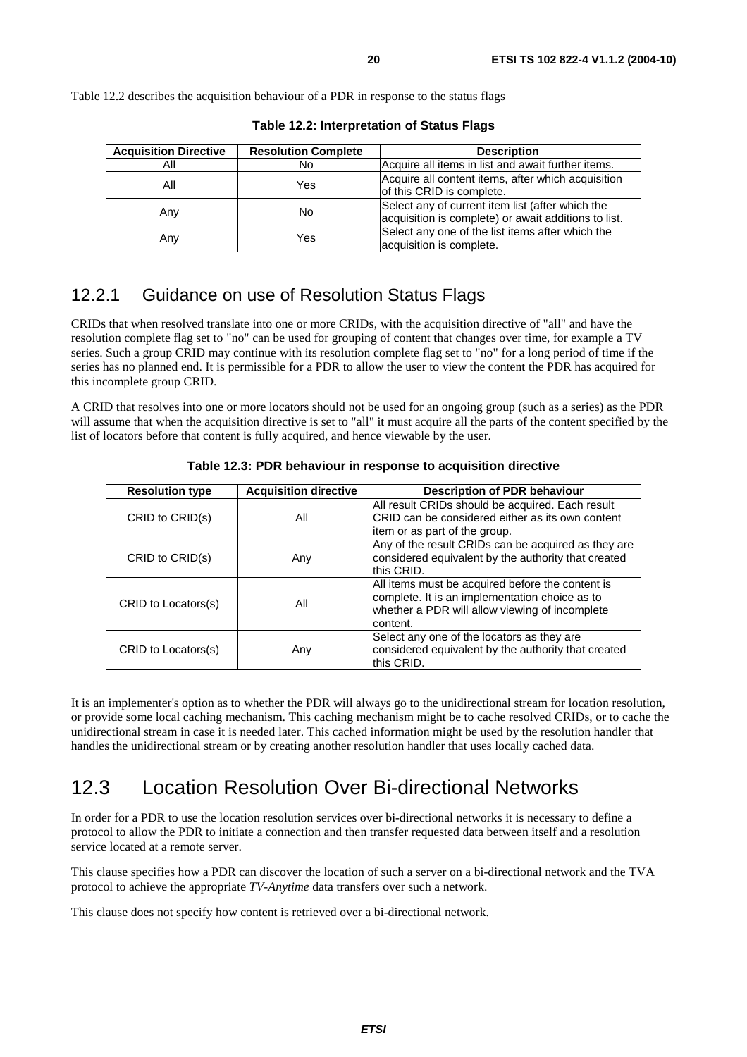Table 12.2 describes the acquisition behaviour of a PDR in response to the status flags

**Table 12.2: Interpretation of Status Flags**

| Acquisition Directive | Resolution Complete | Description |
|---|---|---|
| All | No | Acquire all items in list and await further items. |
| All | Yes | Acquire all content items, after which acquisition of this CRID is complete. |
| Any | No | Select any of current item list (after which the acquisition is complete) or await additions to list. |
| Any | Yes | Select any one of the list items after which the acquisition is complete. |

## 12.2.1 Guidance on use of Resolution Status Flags

CRIDs that when resolved translate into one or more CRIDs, with the acquisition directive of "all" and have the resolution complete flag set to "no" can be used for grouping of content that changes over time, for example a TV series. Such a group CRID may continue with its resolution complete flag set to "no" for a long period of time if the series has no planned end. It is permissible for a PDR to allow the user to view the content the PDR has acquired for this incomplete group CRID.

A CRID that resolves into one or more locators should not be used for an ongoing group (such as a series) as the PDR will assume that when the acquisition directive is set to "all" it must acquire all the parts of the content specified by the list of locators before that content is fully acquired, and hence viewable by the user.

**Table 12.3: PDR behaviour in response to acquisition directive**

| Resolution type | Acquisition directive | Description of PDR behaviour |
|---|---|---|
| CRID to CRID(s) | All | All result CRIDs should be acquired. Each result CRID can be considered either as its own content item or as part of the group. |
| CRID to CRID(s) | Any | Any of the result CRIDs can be acquired as they are considered equivalent by the authority that created this CRID. |
| CRID to Locators(s) | All | All items must be acquired before the content is complete. It is an implementation choice as to whether a PDR will allow viewing of incomplete content. |
| CRID to Locators(s) | Any | Select any one of the locators as they are considered equivalent by the authority that created this CRID. |

It is an implementer's option as to whether the PDR will always go to the unidirectional stream for location resolution, or provide some local caching mechanism. This caching mechanism might be to cache resolved CRIDs, or to cache the unidirectional stream in case it is needed later. This cached information might be used by the resolution handler that handles the unidirectional stream or by creating another resolution handler that uses locally cached data.

# 12.3 Location Resolution Over Bi-directional Networks

In order for a PDR to use the location resolution services over bi-directional networks it is necessary to define a protocol to allow the PDR to initiate a connection and then transfer requested data between itself and a resolution service located at a remote server.

This clause specifies how a PDR can discover the location of such a server on a bi-directional network and the TVA protocol to achieve the appropriate *TV-Anytime* data transfers over such a network.

This clause does not specify how content is retrieved over a bi-directional network.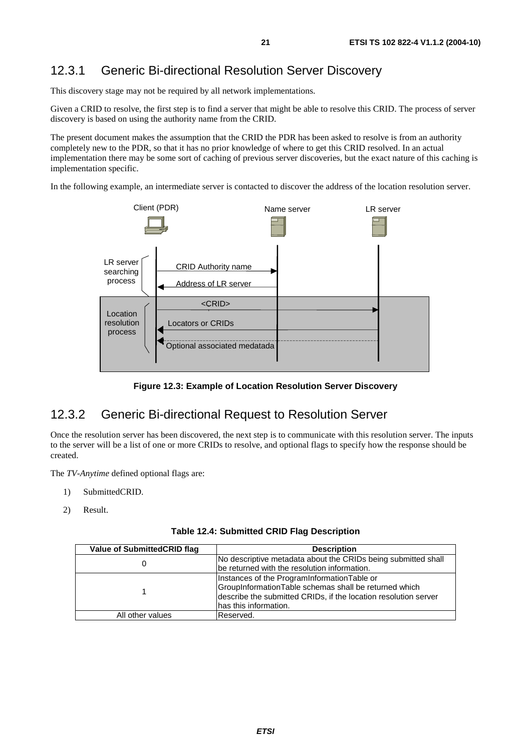### 12.3.1 Generic Bi-directional Resolution Server Discovery

This discovery stage may not be required by all network implementations.

Given a CRID to resolve, the first step is to find a server that might be able to resolve this CRID. The process of server discovery is based on using the authority name from the CRID.

The present document makes the assumption that the CRID the PDR has been asked to resolve is from an authority completely new to the PDR, so that it has no prior knowledge of where to get this CRID resolved. In an actual implementation there may be some sort of caching of previous server discoveries, but the exact nature of this caching is implementation specific.

In the following example, an intermediate server is contacted to discover the address of the location resolution server.

**Figure 12.3: Example of Location Resolution Server Discovery**

### 12.3.2 Generic Bi-directional Request to Resolution Server

Once the resolution server has been discovered, the next step is to communicate with this resolution server. The inputs to the server will be a list of one or more CRIDs to resolve, and optional flags to specify how the response should be created.

The *TV-Anytime* defined optional flags are:

1) SubmittedCRID.

2) Result.

**Table 12.4: Submitted CRID Flag Description**

| Value of SubmittedCRID flag | Description |
|---|---|
| 0 | No descriptive metadata about the CRIDs being submitted shall be returned with the resolution information. |
| 1 | Instances of the ProgramInformationTable or GroupInformationTable schemas shall be returned which describe the submitted CRIDs, if the location resolution server has this information. |
| All other values | Reserved. |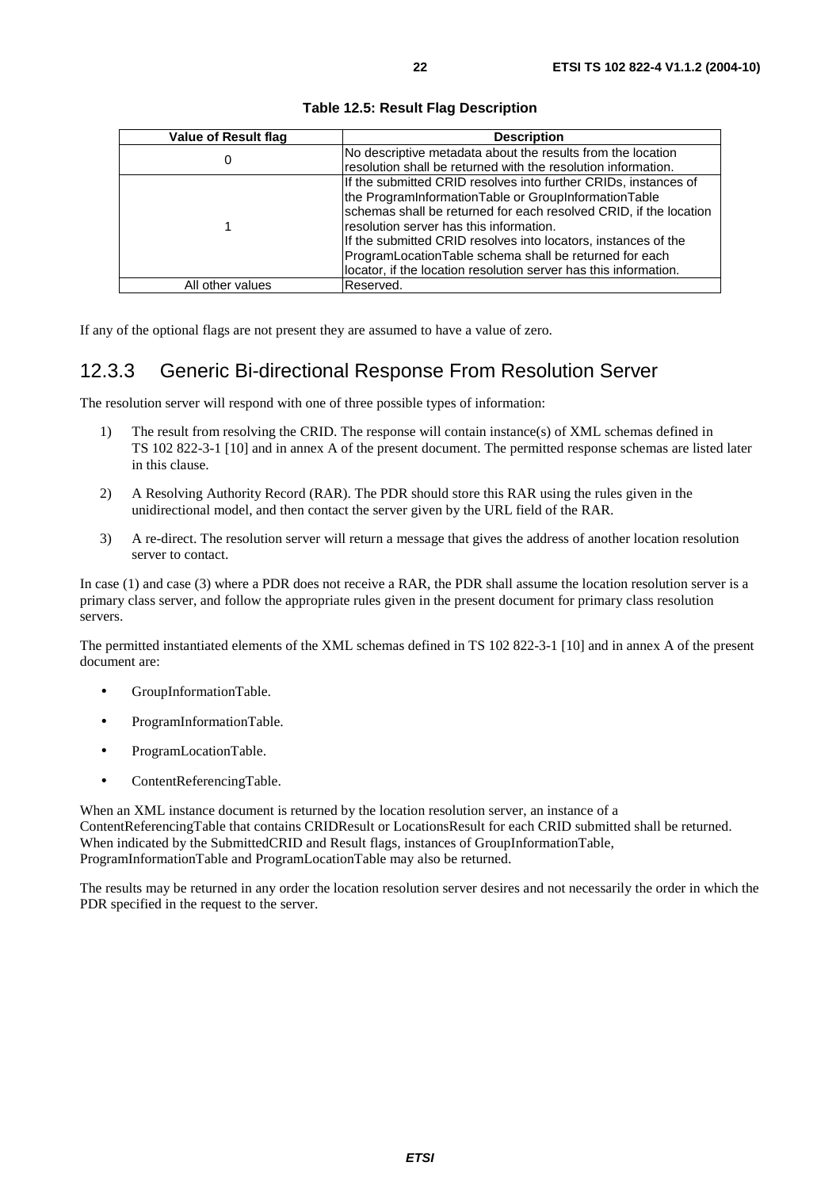**Table 12.5: Result Flag Description**

| Value of Result flag | Description |
|---|---|
| 0 | No descriptive metadata about the results from the location resolution shall be returned with the resolution information. |
| 1 | If the submitted CRID resolves into further CRIDs, instances of the ProgramInformationTable or GroupInformationTable schemas shall be returned for each resolved CRID, if the location resolution server has this information.<br>If the submitted CRID resolves into locators, instances of the ProgramLocationTable schema shall be returned for each locator, if the location resolution server has this information. |
| All other values | Reserved. |

If any of the optional flags are not present they are assumed to have a value of zero.

### 12.3.3 Generic Bi-directional Response From Resolution Server

The resolution server will respond with one of three possible types of information:

1) The result from resolving the CRID. The response will contain instance(s) of XML schemas defined in TS 102 822-3-1 [10] and in annex A of the present document. The permitted response schemas are listed later in this clause.

2) A Resolving Authority Record (RAR). The PDR should store this RAR using the rules given in the unidirectional model, and then contact the server given by the URL field of the RAR.

3) A re-direct. The resolution server will return a message that gives the address of another location resolution server to contact.

In case (1) and case (3) where a PDR does not receive a RAR, the PDR shall assume the location resolution server is a primary class server, and follow the appropriate rules given in the present document for primary class resolution servers.

The permitted instantiated elements of the XML schemas defined in TS 102 822-3-1 [10] and in annex A of the present document are:

- GroupInformationTable.
- ProgramInformationTable.
- ProgramLocationTable.
- ContentReferencingTable.

When an XML instance document is returned by the location resolution server, an instance of a ContentReferencingTable that contains CRIDResult or LocationsResult for each CRID submitted shall be returned. When indicated by the SubmittedCRID and Result flags, instances of GroupInformationTable, ProgramInformationTable and ProgramLocationTable may also be returned.

The results may be returned in any order the location resolution server desires and not necessarily the order in which the PDR specified in the request to the server.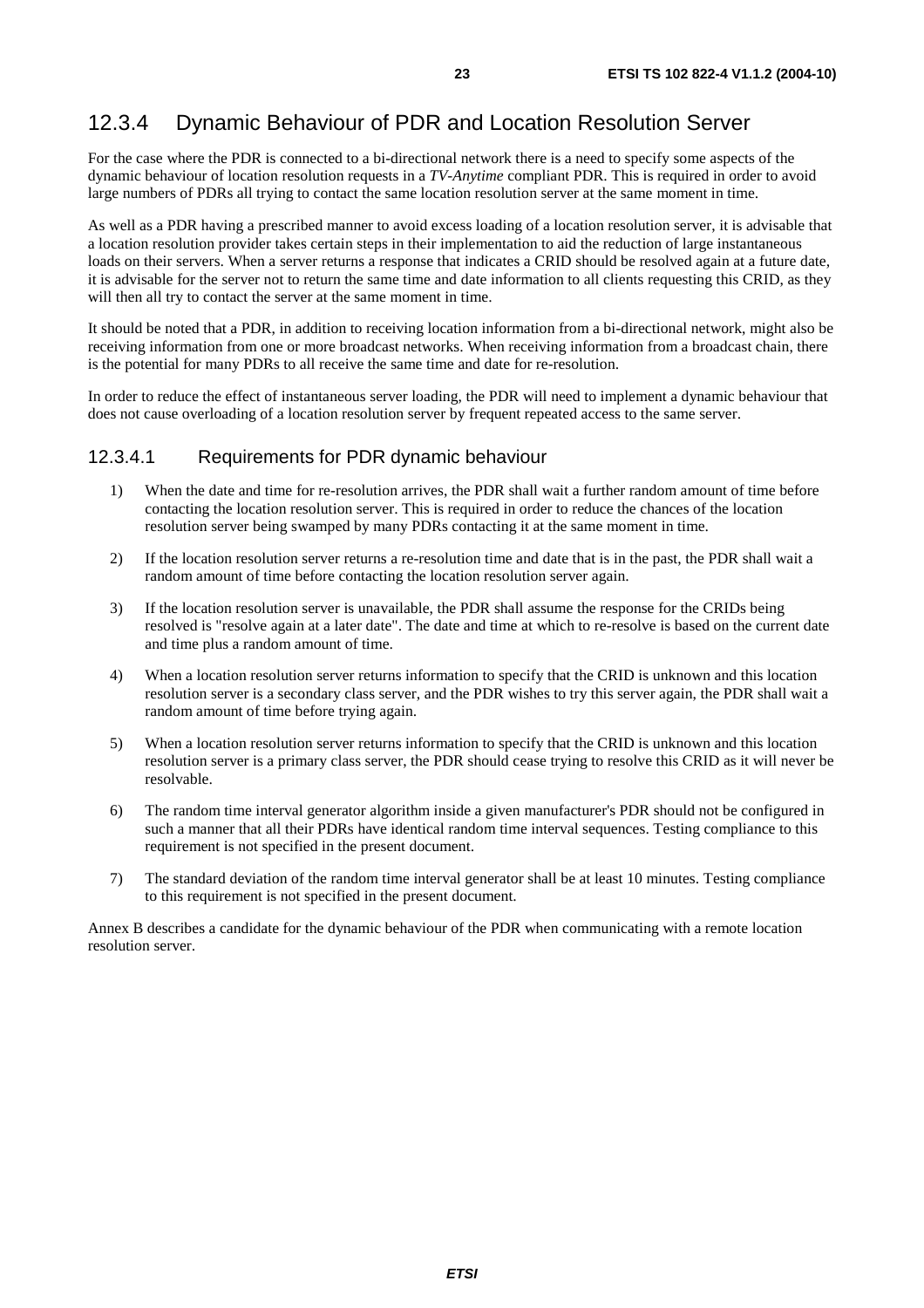## 12.3.4 Dynamic Behaviour of PDR and Location Resolution Server

For the case where the PDR is connected to a bi-directional network there is a need to specify some aspects of the dynamic behaviour of location resolution requests in a *TV-Anytime* compliant PDR. This is required in order to avoid large numbers of PDRs all trying to contact the same location resolution server at the same moment in time.

As well as a PDR having a prescribed manner to avoid excess loading of a location resolution server, it is advisable that a location resolution provider takes certain steps in their implementation to aid the reduction of large instantaneous loads on their servers. When a server returns a response that indicates a CRID should be resolved again at a future date, it is advisable for the server not to return the same time and date information to all clients requesting this CRID, as they will then all try to contact the server at the same moment in time.

It should be noted that a PDR, in addition to receiving location information from a bi-directional network, might also be receiving information from one or more broadcast networks. When receiving information from a broadcast chain, there is the potential for many PDRs to all receive the same time and date for re-resolution.

In order to reduce the effect of instantaneous server loading, the PDR will need to implement a dynamic behaviour that does not cause overloading of a location resolution server by frequent repeated access to the same server.

### 12.3.4.1 Requirements for PDR dynamic behaviour

1) When the date and time for re-resolution arrives, the PDR shall wait a further random amount of time before contacting the location resolution server. This is required in order to reduce the chances of the location resolution server being swamped by many PDRs contacting it at the same moment in time.

2) If the location resolution server returns a re-resolution time and date that is in the past, the PDR shall wait a random amount of time before contacting the location resolution server again.

3) If the location resolution server is unavailable, the PDR shall assume the response for the CRIDs being resolved is "resolve again at a later date". The date and time at which to re-resolve is based on the current date and time plus a random amount of time.

4) When a location resolution server returns information to specify that the CRID is unknown and this location resolution server is a secondary class server, and the PDR wishes to try this server again, the PDR shall wait a random amount of time before trying again.

5) When a location resolution server returns information to specify that the CRID is unknown and this location resolution server is a primary class server, the PDR should cease trying to resolve this CRID as it will never be resolvable.

6) The random time interval generator algorithm inside a given manufacturer's PDR should not be configured in such a manner that all their PDRs have identical random time interval sequences. Testing compliance to this requirement is not specified in the present document.

7) The standard deviation of the random time interval generator shall be at least 10 minutes. Testing compliance to this requirement is not specified in the present document.

Annex B describes a candidate for the dynamic behaviour of the PDR when communicating with a remote location resolution server.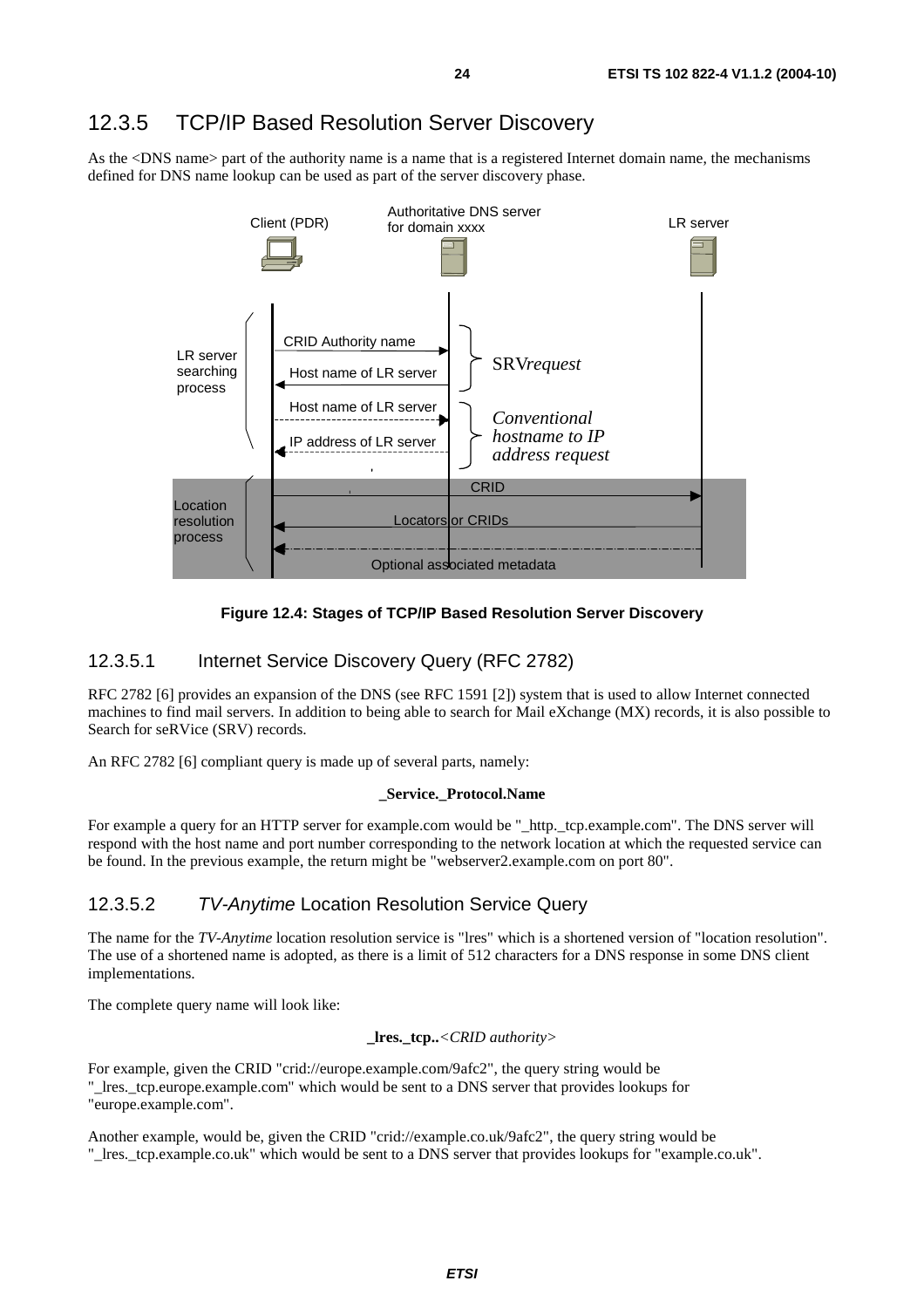## 12.3.5 TCP/IP Based Resolution Server Discovery

As the <DNS name> part of the authority name is a name that is a registered Internet domain name, the mechanisms defined for DNS name lookup can be used as part of the server discovery phase.

**Figure 12.4: Stages of TCP/IP Based Resolution Server Discovery**

### 12.3.5.1 Internet Service Discovery Query (RFC 2782)

RFC 2782 [6] provides an expansion of the DNS (see RFC 1591 [2]) system that is used to allow Internet connected machines to find mail servers. In addition to being able to search for Mail eXchange (MX) records, it is also possible to Search for seRVice (SRV) records.

An RFC 2782 [6] compliant query is made up of several parts, namely:

**_Service._Protocol.Name**

For example a query for an HTTP server for example.com would be "_http._tcp.example.com". The DNS server will respond with the host name and port number corresponding to the network location at which the requested service can be found. In the previous example, the return might be "webserver2.example.com on port 80".

### 12.3.5.2 *TV-Anytime* Location Resolution Service Query

The name for the *TV-Anytime* location resolution service is "lres" which is a shortened version of "location resolution". The use of a shortened name is adopted, as there is a limit of 512 characters for a DNS response in some DNS client implementations.

The complete query name will look like:

**_lres._tcp..***<CRID authority>*

For example, given the CRID "crid://europe.example.com/9afc2", the query string would be "_lres._tcp.europe.example.com" which would be sent to a DNS server that provides lookups for "europe.example.com".

Another example, would be, given the CRID "crid://example.co.uk/9afc2", the query string would be "_lres._tcp.example.co.uk" which would be sent to a DNS server that provides lookups for "example.co.uk".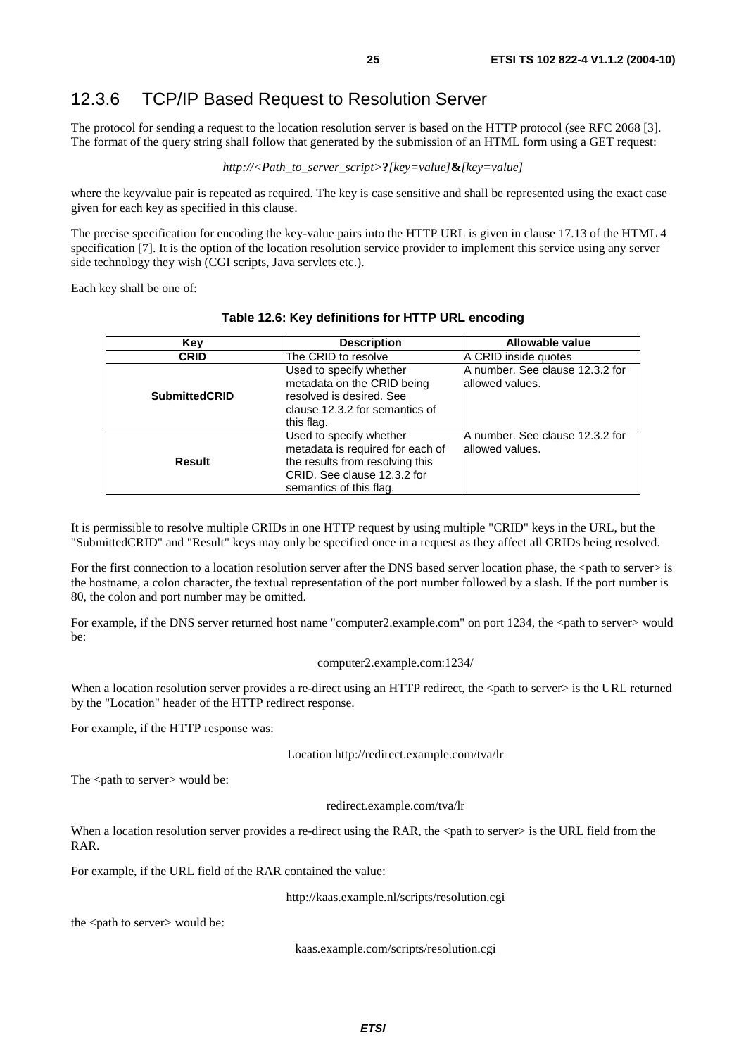## 12.3.6 TCP/IP Based Request to Resolution Server

The protocol for sending a request to the location resolution server is based on the HTTP protocol (see RFC 2068 [3]. The format of the query string shall follow that generated by the submission of an HTML form using a GET request:

*http://<Path_to_server_script>***?***[key=value]***&***[key=value]*

where the key/value pair is repeated as required. The key is case sensitive and shall be represented using the exact case given for each key as specified in this clause.

The precise specification for encoding the key-value pairs into the HTTP URL is given in clause 17.13 of the HTML 4 specification [7]. It is the option of the location resolution service provider to implement this service using any server side technology they wish (CGI scripts, Java servlets etc.).

Each key shall be one of:

**Table 12.6: Key definitions for HTTP URL encoding**

| Key | Description | Allowable value |
|---|---|---|
| **CRID** | The CRID to resolve | A CRID inside quotes |
| **SubmittedCRID** | Used to specify whether metadata on the CRID being resolved is desired. See clause 12.3.2 for semantics of this flag. | A number. See clause 12.3.2 for allowed values. |
| **Result** | Used to specify whether metadata is required for each of the results from resolving this CRID. See clause 12.3.2 for semantics of this flag. | A number. See clause 12.3.2 for allowed values. |

It is permissible to resolve multiple CRIDs in one HTTP request by using multiple "CRID" keys in the URL, but the "SubmittedCRID" and "Result" keys may only be specified once in a request as they affect all CRIDs being resolved.

For the first connection to a location resolution server after the DNS based server location phase, the <path to server> is the hostname, a colon character, the textual representation of the port number followed by a slash. If the port number is 80, the colon and port number may be omitted.

For example, if the DNS server returned host name "computer2.example.com" on port 1234, the <path to server> would be:

computer2.example.com:1234/

When a location resolution server provides a re-direct using an HTTP redirect, the <path to server> is the URL returned by the "Location" header of the HTTP redirect response.

For example, if the HTTP response was:

Location http://redirect.example.com/tva/lr

The <path to server> would be:

redirect.example.com/tva/lr

When a location resolution server provides a re-direct using the RAR, the <path to server> is the URL field from the RAR.

For example, if the URL field of the RAR contained the value:

http://kaas.example.nl/scripts/resolution.cgi

the <path to server> would be:

kaas.example.com/scripts/resolution.cgi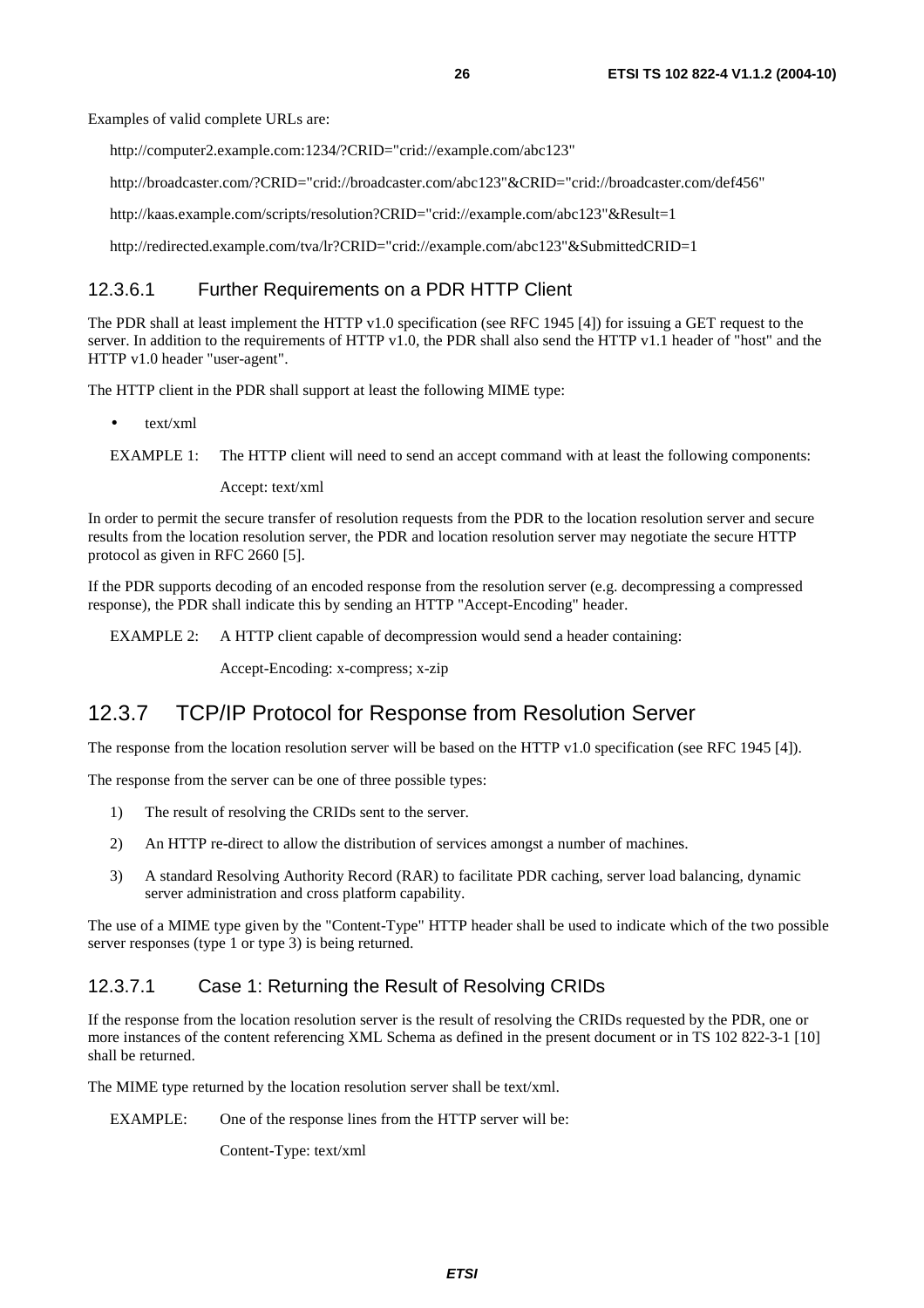Examples of valid complete URLs are:

http://computer2.example.com:1234/?CRID="crid://example.com/abc123"

http://broadcaster.com/?CRID="crid://broadcaster.com/abc123"&CRID="crid://broadcaster.com/def456"

http://kaas.example.com/scripts/resolution?CRID="crid://example.com/abc123"&Result=1

http://redirected.example.com/tva/lr?CRID="crid://example.com/abc123"&SubmittedCRID=1

#### 12.3.6.1 Further Requirements on a PDR HTTP Client

The PDR shall at least implement the HTTP v1.0 specification (see RFC 1945 [4]) for issuing a GET request to the server. In addition to the requirements of HTTP v1.0, the PDR shall also send the HTTP v1.1 header of "host" and the HTTP v1.0 header "user-agent".

The HTTP client in the PDR shall support at least the following MIME type:

- text/xml

EXAMPLE 1: The HTTP client will need to send an accept command with at least the following components:

Accept: text/xml

In order to permit the secure transfer of resolution requests from the PDR to the location resolution server and secure results from the location resolution server, the PDR and location resolution server may negotiate the secure HTTP protocol as given in RFC 2660 [5].

If the PDR supports decoding of an encoded response from the resolution server (e.g. decompressing a compressed response), the PDR shall indicate this by sending an HTTP "Accept-Encoding" header.

EXAMPLE 2: A HTTP client capable of decompression would send a header containing:

Accept-Encoding: x-compress; x-zip

### 12.3.7 TCP/IP Protocol for Response from Resolution Server

The response from the location resolution server will be based on the HTTP v1.0 specification (see RFC 1945 [4]).

The response from the server can be one of three possible types:

1) The result of resolving the CRIDs sent to the server.
2) An HTTP re-direct to allow the distribution of services amongst a number of machines.
3) A standard Resolving Authority Record (RAR) to facilitate PDR caching, server load balancing, dynamic server administration and cross platform capability.

The use of a MIME type given by the "Content-Type" HTTP header shall be used to indicate which of the two possible server responses (type 1 or type 3) is being returned.

#### 12.3.7.1 Case 1: Returning the Result of Resolving CRIDs

If the response from the location resolution server is the result of resolving the CRIDs requested by the PDR, one or more instances of the content referencing XML Schema as defined in the present document or in TS 102 822-3-1 [10] shall be returned.

The MIME type returned by the location resolution server shall be text/xml.

EXAMPLE: One of the response lines from the HTTP server will be:

Content-Type: text/xml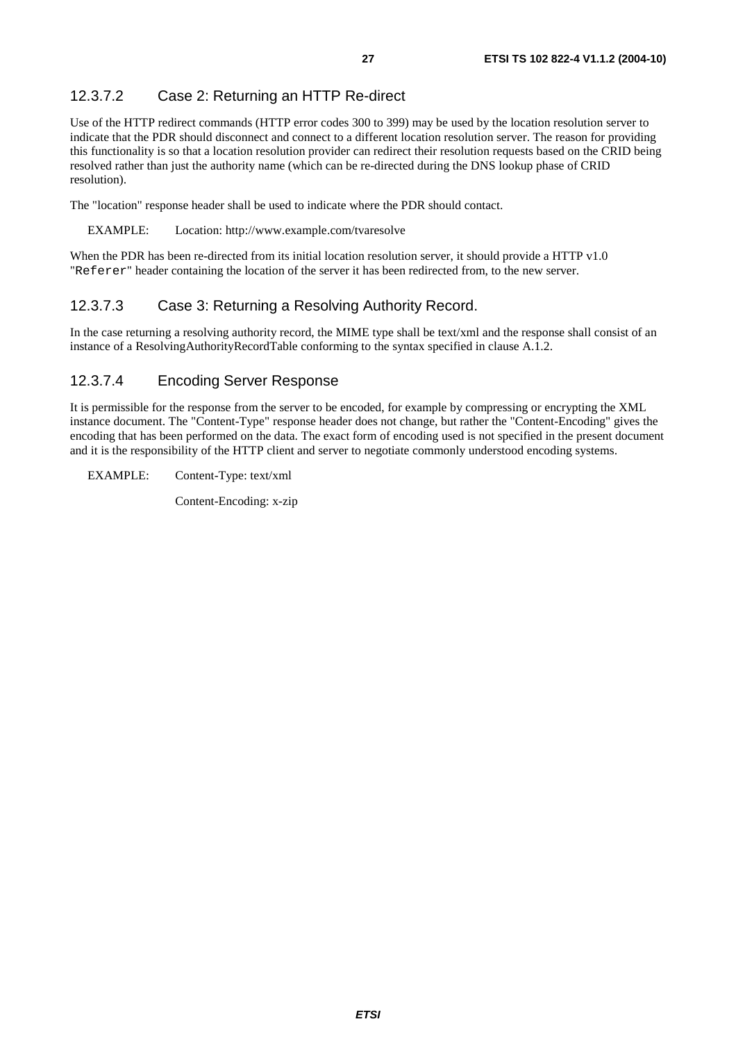#### 12.3.7.2 Case 2: Returning an HTTP Re-direct

Use of the HTTP redirect commands (HTTP error codes 300 to 399) may be used by the location resolution server to indicate that the PDR should disconnect and connect to a different location resolution server. The reason for providing this functionality is so that a location resolution provider can redirect their resolution requests based on the CRID being resolved rather than just the authority name (which can be re-directed during the DNS lookup phase of CRID resolution).

The "location" response header shall be used to indicate where the PDR should contact.

EXAMPLE: Location: http://www.example.com/tvaresolve

When the PDR has been re-directed from its initial location resolution server, it should provide a HTTP v1.0 "`Referer`" header containing the location of the server it has been redirected from, to the new server.

#### 12.3.7.3 Case 3: Returning a Resolving Authority Record.

In the case returning a resolving authority record, the MIME type shall be text/xml and the response shall consist of an instance of a ResolvingAuthorityRecordTable conforming to the syntax specified in clause A.1.2.

#### 12.3.7.4 Encoding Server Response

It is permissible for the response from the server to be encoded, for example by compressing or encrypting the XML instance document. The "Content-Type" response header does not change, but rather the "Content-Encoding" gives the encoding that has been performed on the data. The exact form of encoding used is not specified in the present document and it is the responsibility of the HTTP client and server to negotiate commonly understood encoding systems.

EXAMPLE: Content-Type: text/xml

Content-Encoding: x-zip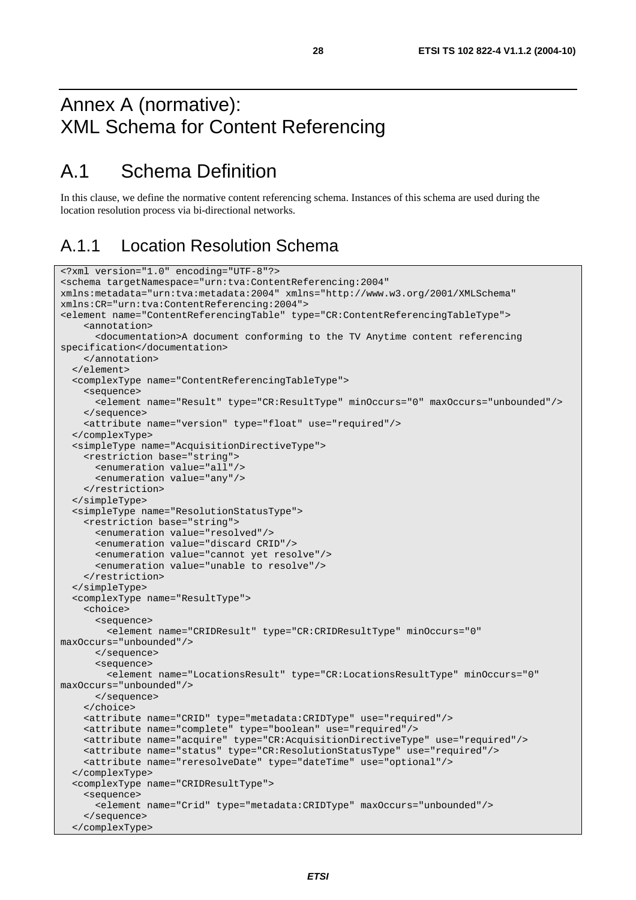# Annex A (normative): XML Schema for Content Referencing

# A.1 Schema Definition

In this clause, we define the normative content referencing schema. Instances of this schema are used during the location resolution process via bi-directional networks.

## A.1.1 Location Resolution Schema

```
<?xml version="1.0" encoding="UTF-8"?>
<schema targetNamespace="urn:tva:ContentReferencing:2004"
xmlns:metadata="urn:tva:metadata:2004" xmlns="http://www.w3.org/2001/XMLSchema"
xmlns:CR="urn:tva:ContentReferencing:2004">
<element name="ContentReferencingTable" type="CR:ContentReferencingTableType">
    <annotation>
      <documentation>A document conforming to the TV Anytime content referencing
specification</documentation>
    </annotation>
  </element>
  <complexType name="ContentReferencingTableType">
    <sequence>
      <element name="Result" type="CR:ResultType" minOccurs="0" maxOccurs="unbounded"/>
    </sequence>
    <attribute name="version" type="float" use="required"/>
  </complexType>
  <simpleType name="AcquisitionDirectiveType">
    <restriction base="string">
      <enumeration value="all"/>
      <enumeration value="any"/>
    </restriction>
  </simpleType>
  <simpleType name="ResolutionStatusType">
    <restriction base="string">
      <enumeration value="resolved"/>
      <enumeration value="discard CRID"/>
      <enumeration value="cannot yet resolve"/>
      <enumeration value="unable to resolve"/>
    </restriction>
  </simpleType>
  <complexType name="ResultType">
    <choice>
      <sequence>
        <element name="CRIDResult" type="CR:CRIDResultType" minOccurs="0"
maxOccurs="unbounded"/>
      </sequence>
      <sequence>
        <element name="LocationsResult" type="CR:LocationsResultType" minOccurs="0"
maxOccurs="unbounded"/>
      </sequence>
    </choice>
    <attribute name="CRID" type="metadata:CRIDType" use="required"/>
    <attribute name="complete" type="boolean" use="required"/>
    <attribute name="acquire" type="CR:AcquisitionDirectiveType" use="required"/>
    <attribute name="status" type="CR:ResolutionStatusType" use="required"/>
    <attribute name="reresolveDate" type="dateTime" use="optional"/>
  </complexType>
  <complexType name="CRIDResultType">
    <sequence>
      <element name="Crid" type="metadata:CRIDType" maxOccurs="unbounded"/>
    </sequence>
  </complexType>
```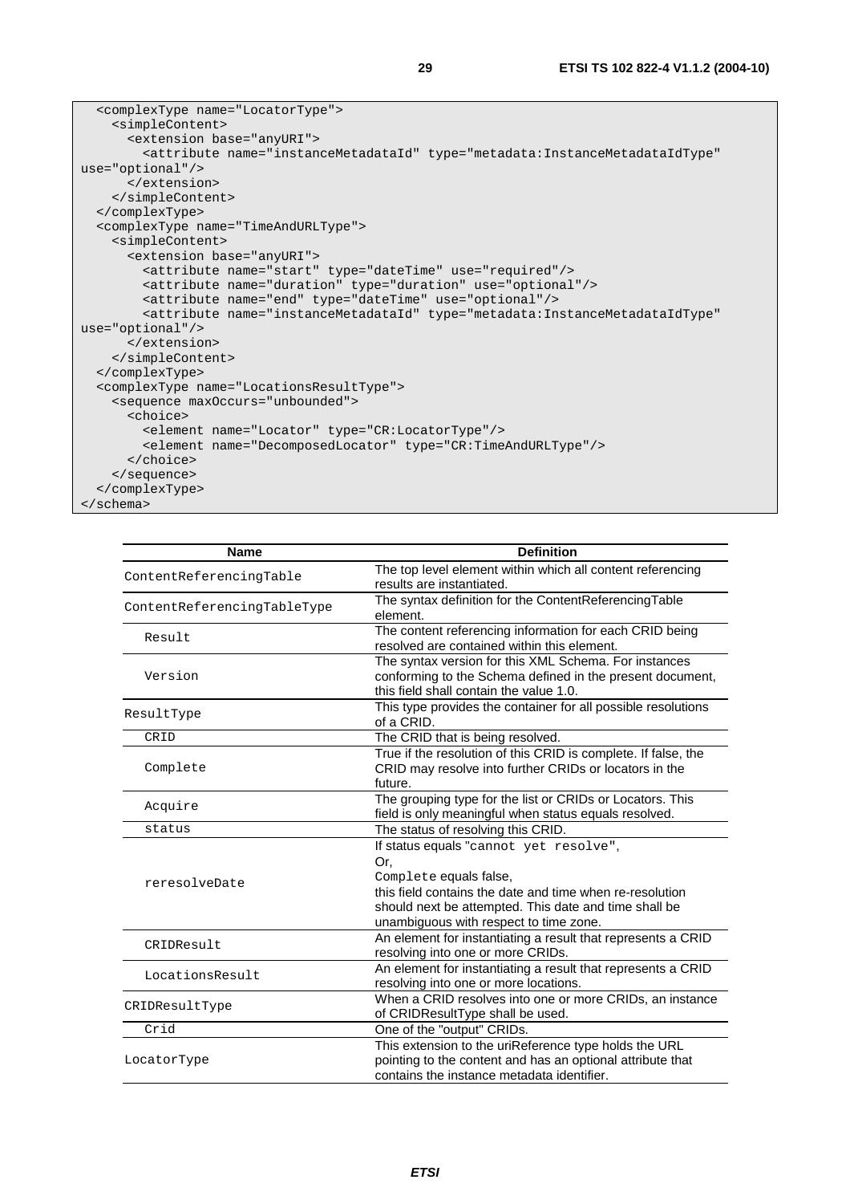```
  <complexType name="LocatorType">
    <simpleContent>
      <extension base="anyURI">
        <attribute name="instanceMetadataId" type="metadata:InstanceMetadataIdType"
use="optional"/>
      </extension>
    </simpleContent>
  </complexType>
  <complexType name="TimeAndURLType">
    <simpleContent>
      <extension base="anyURI">
        <attribute name="start" type="dateTime" use="required"/>
        <attribute name="duration" type="duration" use="optional"/>
        <attribute name="end" type="dateTime" use="optional"/>
        <attribute name="instanceMetadataId" type="metadata:InstanceMetadataIdType"
use="optional"/>
      </extension>
    </simpleContent>
  </complexType>
  <complexType name="LocationsResultType">
    <sequence maxOccurs="unbounded">
      <choice>
        <element name="Locator" type="CR:LocatorType"/>
        <element name="DecomposedLocator" type="CR:TimeAndURLType"/>
      </choice>
    </sequence>
  </complexType>
</schema>
```

| Name | Definition |
|---|---|
| ContentReferencingTable | The top level element within which all content referencing results are instantiated. |
| ContentReferencingTableType | The syntax definition for the ContentReferencingTable element. |
| Result | The content referencing information for each CRID being resolved are contained within this element. |
| Version | The syntax version for this XML Schema. For instances conforming to the Schema defined in the present document, this field shall contain the value 1.0. |
| ResultType | This type provides the container for all possible resolutions of a CRID. |
| CRID | The CRID that is being resolved. |
| Complete | True if the resolution of this CRID is complete. If false, the CRID may resolve into further CRIDs or locators in the future. |
| Acquire | The grouping type for the list or CRIDs or Locators. This field is only meaningful when status equals resolved. |
| status | The status of resolving this CRID. |
| reresolveDate | If status equals "cannot yet resolve",<br>Or,<br>Complete equals false,<br>this field contains the date and time when re-resolution should next be attempted. This date and time shall be unambiguous with respect to time zone. |
| CRIDResult | An element for instantiating a result that represents a CRID resolving into one or more CRIDs. |
| LocationsResult | An element for instantiating a result that represents a CRID resolving into one or more locations. |
| CRIDResultType | When a CRID resolves into one or more CRIDs, an instance of CRIDResultType shall be used. |
| Crid | One of the "output" CRIDs. |
| LocatorType | This extension to the uriReference type holds the URL pointing to the content and has an optional attribute that contains the instance metadata identifier. |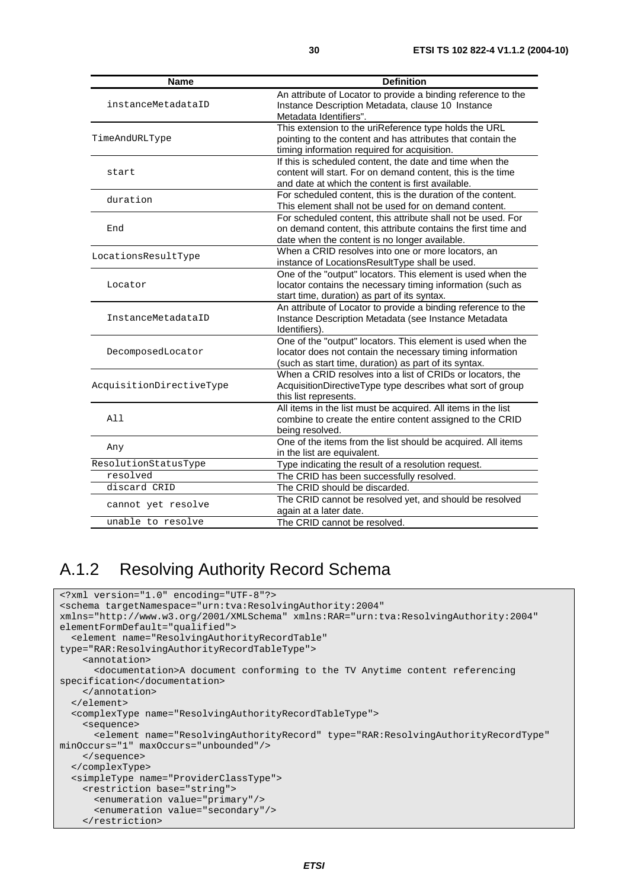| Name | Definition |
| --- | --- |
| instanceMetadataID | An attribute of Locator to provide a binding reference to the Instance Description Metadata, clause 10 Instance Metadata Identifiers". |
| TimeAndURLType | This extension to the uriReference type holds the URL pointing to the content and has attributes that contain the timing information required for acquisition. |
| start | If this is scheduled content, the date and time when the content will start. For on demand content, this is the time and date at which the content is first available. |
| duration | For scheduled content, this is the duration of the content. This element shall not be used for on demand content. |
| End | For scheduled content, this attribute shall not be used. For on demand content, this attribute contains the first time and date when the content is no longer available. |
| LocationsResultType | When a CRID resolves into one or more locators, an instance of LocationsResultType shall be used. |
| Locator | One of the "output" locators. This element is used when the locator contains the necessary timing information (such as start time, duration) as part of its syntax. |
| InstanceMetadataID | An attribute of Locator to provide a binding reference to the Instance Description Metadata (see Instance Metadata Identifiers). |
| DecomposedLocator | One of the "output" locators. This element is used when the locator does not contain the necessary timing information (such as start time, duration) as part of its syntax. |
| AcquisitionDirectiveType | When a CRID resolves into a list of CRIDs or locators, the AcquisitionDirectiveType type describes what sort of group this list represents. |
| All | All items in the list must be acquired. All items in the list combine to create the entire content assigned to the CRID being resolved. |
| Any | One of the items from the list should be acquired. All items in the list are equivalent. |
| ResolutionStatusType | Type indicating the result of a resolution request. |
| resolved | The CRID has been successfully resolved. |
| discard CRID | The CRID should be discarded. |
| cannot yet resolve | The CRID cannot be resolved yet, and should be resolved again at a later date. |
| unable to resolve | The CRID cannot be resolved. |

## A.1.2 Resolving Authority Record Schema

```
<?xml version="1.0" encoding="UTF-8"?>
<schema targetNamespace="urn:tva:ResolvingAuthority:2004"
xmlns="http://www.w3.org/2001/XMLSchema" xmlns:RAR="urn:tva:ResolvingAuthority:2004"
elementFormDefault="qualified">
  <element name="ResolvingAuthorityRecordTable"
type="RAR:ResolvingAuthorityRecordTableType">
    <annotation>
      <documentation>A document conforming to the TV Anytime content referencing
specification</documentation>
    </annotation>
  </element>
  <complexType name="ResolvingAuthorityRecordTableType">
    <sequence>
      <element name="ResolvingAuthorityRecord" type="RAR:ResolvingAuthorityRecordType"
minOccurs="1" maxOccurs="unbounded"/>
    </sequence>
  </complexType>
  <simpleType name="ProviderClassType">
    <restriction base="string">
      <enumeration value="primary"/>
      <enumeration value="secondary"/>
    </restriction>
```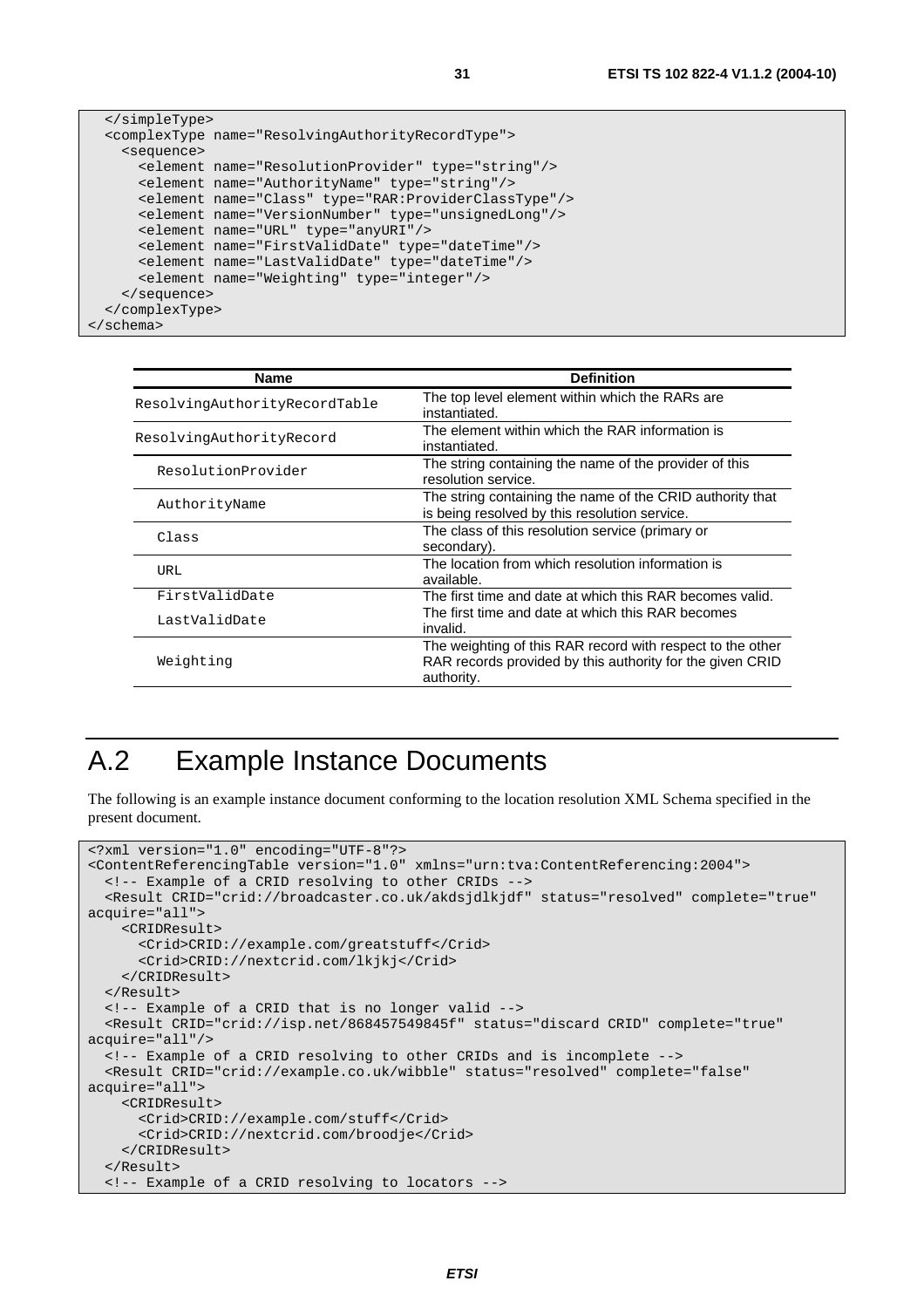```
  </simpleType>
  <complexType name="ResolvingAuthorityRecordType">
    <sequence>
      <element name="ResolutionProvider" type="string"/>
      <element name="AuthorityName" type="string"/>
      <element name="Class" type="RAR:ProviderClassType"/>
      <element name="VersionNumber" type="unsignedLong"/>
      <element name="URL" type="anyURI"/>
      <element name="FirstValidDate" type="dateTime"/>
      <element name="LastValidDate" type="dateTime"/>
      <element name="Weighting" type="integer"/>
    </sequence>
  </complexType>
</schema>
```

| Name | Definition |
|---|---|
| ResolvingAuthorityRecordTable | The top level element within which the RARs are instantiated. |
| ResolvingAuthorityRecord | The element within which the RAR information is instantiated. |
| ResolutionProvider | The string containing the name of the provider of this resolution service. |
| AuthorityName | The string containing the name of the CRID authority that is being resolved by this resolution service. |
| Class | The class of this resolution service (primary or secondary). |
| URL | The location from which resolution information is available. |
| FirstValidDate | The first time and date at which this RAR becomes valid. |
| LastValidDate | The first time and date at which this RAR becomes invalid. |
| Weighting | The weighting of this RAR record with respect to the other RAR records provided by this authority for the given CRID authority. |

# A.2 Example Instance Documents

The following is an example instance document conforming to the location resolution XML Schema specified in the present document.

```
<?xml version="1.0" encoding="UTF-8"?>
<ContentReferencingTable version="1.0" xmlns="urn:tva:ContentReferencing:2004">
  <!-- Example of a CRID resolving to other CRIDs -->
  <Result CRID="crid://broadcaster.co.uk/akdsjdlkjdf" status="resolved" complete="true"
acquire="all">
    <CRIDResult>
      <Crid>CRID://example.com/greatstuff</Crid>
      <Crid>CRID://nextcrid.com/lkjkj</Crid>
    </CRIDResult>
  </Result>
  <!-- Example of a CRID that is no longer valid -->
  <Result CRID="crid://isp.net/868457549845f" status="discard CRID" complete="true"
acquire="all"/>
  <!-- Example of a CRID resolving to other CRIDs and is incomplete -->
  <Result CRID="crid://example.co.uk/wibble" status="resolved" complete="false"
acquire="all">
    <CRIDResult>
      <Crid>CRID://example.com/stuff</Crid>
      <Crid>CRID://nextcrid.com/broodje</Crid>
    </CRIDResult>
  </Result>
  <!-- Example of a CRID resolving to locators -->
```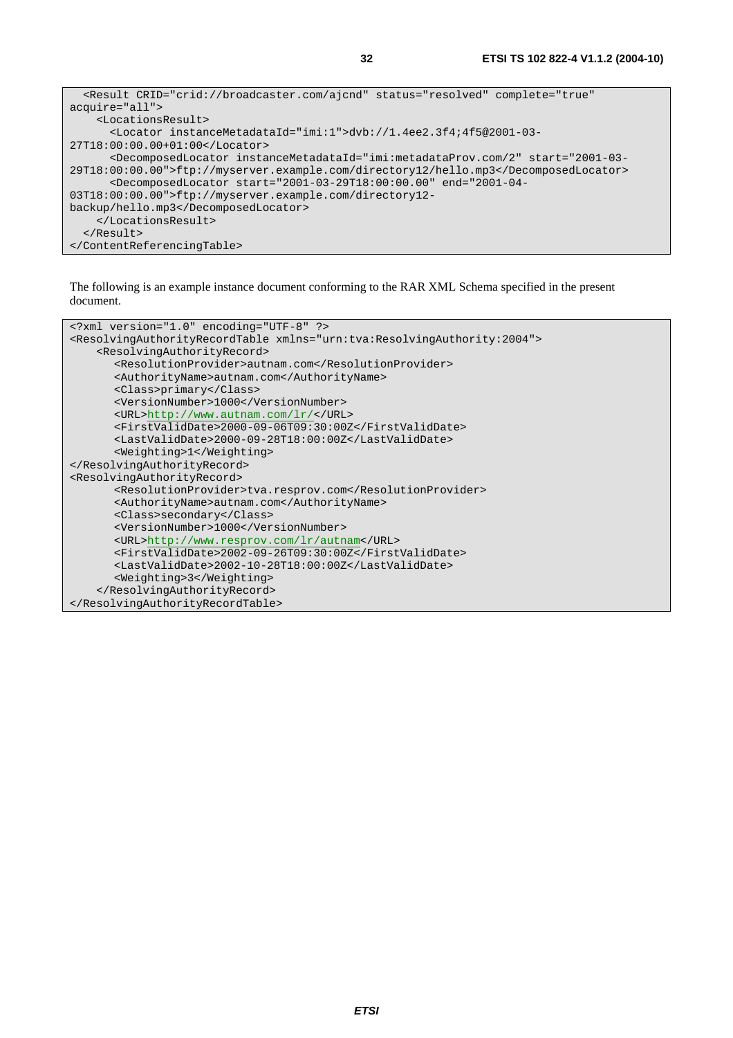```
  <Result CRID="crid://broadcaster.com/ajcnd" status="resolved" complete="true"
acquire="all">
    <LocationsResult>
      <Locator instanceMetadataId="imi:1">dvb://1.4ee2.3f4;4f5@2001-03-
27T18:00:00.00+01:00</Locator>
      <DecomposedLocator instanceMetadataId="imi:metadataProv.com/2" start="2001-03-
29T18:00:00.00">ftp://myserver.example.com/directory12/hello.mp3</DecomposedLocator>
      <DecomposedLocator start="2001-03-29T18:00:00.00" end="2001-04-
03T18:00:00.00">ftp://myserver.example.com/directory12-
backup/hello.mp3</DecomposedLocator>
    </LocationsResult>
  </Result>
</ContentReferencingTable>
```

The following is an example instance document conforming to the RAR XML Schema specified in the present document.

```
<?xml version="1.0" encoding="UTF-8" ?>
<ResolvingAuthorityRecordTable xmlns="urn:tva:ResolvingAuthority:2004">
    <ResolvingAuthorityRecord>
       <ResolutionProvider>autnam.com</ResolutionProvider>
       <AuthorityName>autnam.com</AuthorityName>
       <Class>primary</Class>
       <VersionNumber>1000</VersionNumber>
       <URL>http://www.autnam.com/lr/</URL>
       <FirstValidDate>2000-09-06T09:30:00Z</FirstValidDate>
       <LastValidDate>2000-09-28T18:00:00Z</LastValidDate>
       <Weighting>1</Weighting>
</ResolvingAuthorityRecord>
<ResolvingAuthorityRecord>
       <ResolutionProvider>tva.resprov.com</ResolutionProvider>
       <AuthorityName>autnam.com</AuthorityName>
       <Class>secondary</Class>
       <VersionNumber>1000</VersionNumber>
       <URL>http://www.resprov.com/lr/autnam</URL>
       <FirstValidDate>2002-09-26T09:30:00Z</FirstValidDate>
       <LastValidDate>2002-10-28T18:00:00Z</LastValidDate>
       <Weighting>3</Weighting>
    </ResolvingAuthorityRecord>
</ResolvingAuthorityRecordTable>
```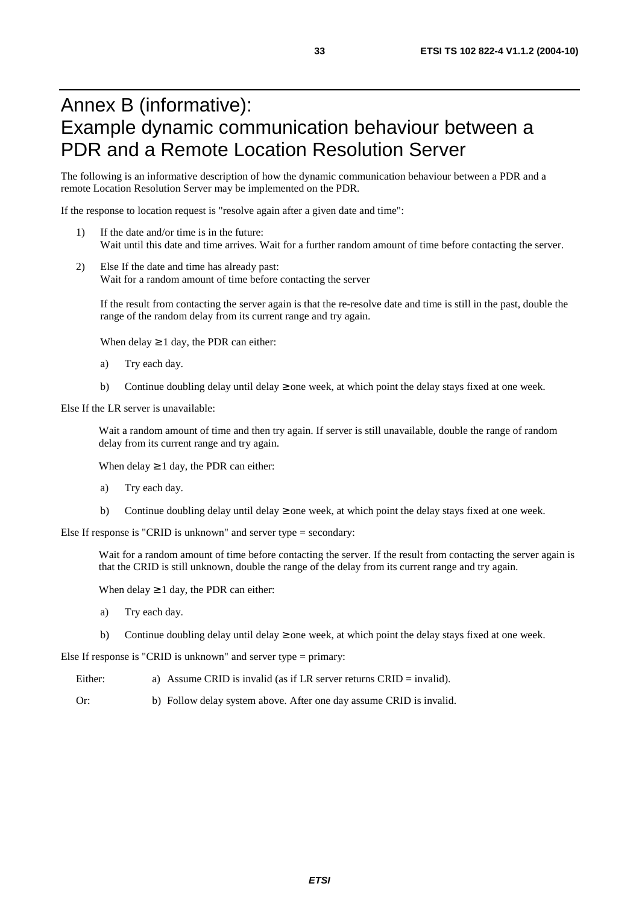# Annex B (informative): Example dynamic communication behaviour between a PDR and a Remote Location Resolution Server

The following is an informative description of how the dynamic communication behaviour between a PDR and a remote Location Resolution Server may be implemented on the PDR.

If the response to location request is "resolve again after a given date and time":

1) If the date and/or time is in the future:
   Wait until this date and time arrives. Wait for a further random amount of time before contacting the server.

2) Else If the date and time has already past:
   Wait for a random amount of time before contacting the server

   If the result from contacting the server again is that the re-resolve date and time is still in the past, double the range of the random delay from its current range and try again.

   When delay ≥ 1 day, the PDR can either:

   a) Try each day.

   b) Continue doubling delay until delay ≥ one week, at which point the delay stays fixed at one week.

Else If the LR server is unavailable:

Wait a random amount of time and then try again. If server is still unavailable, double the range of random delay from its current range and try again.

When delay ≥ 1 day, the PDR can either:

a) Try each day.

b) Continue doubling delay until delay ≥ one week, at which point the delay stays fixed at one week.

Else If response is "CRID is unknown" and server type = secondary:

Wait for a random amount of time before contacting the server. If the result from contacting the server again is that the CRID is still unknown, double the range of the delay from its current range and try again.

When delay ≥ 1 day, the PDR can either:

a) Try each day.

b) Continue doubling delay until delay ≥ one week, at which point the delay stays fixed at one week.

Else If response is "CRID is unknown" and server type = primary:

Either: a) Assume CRID is invalid (as if LR server returns CRID = invalid).

Or: b) Follow delay system above. After one day assume CRID is invalid.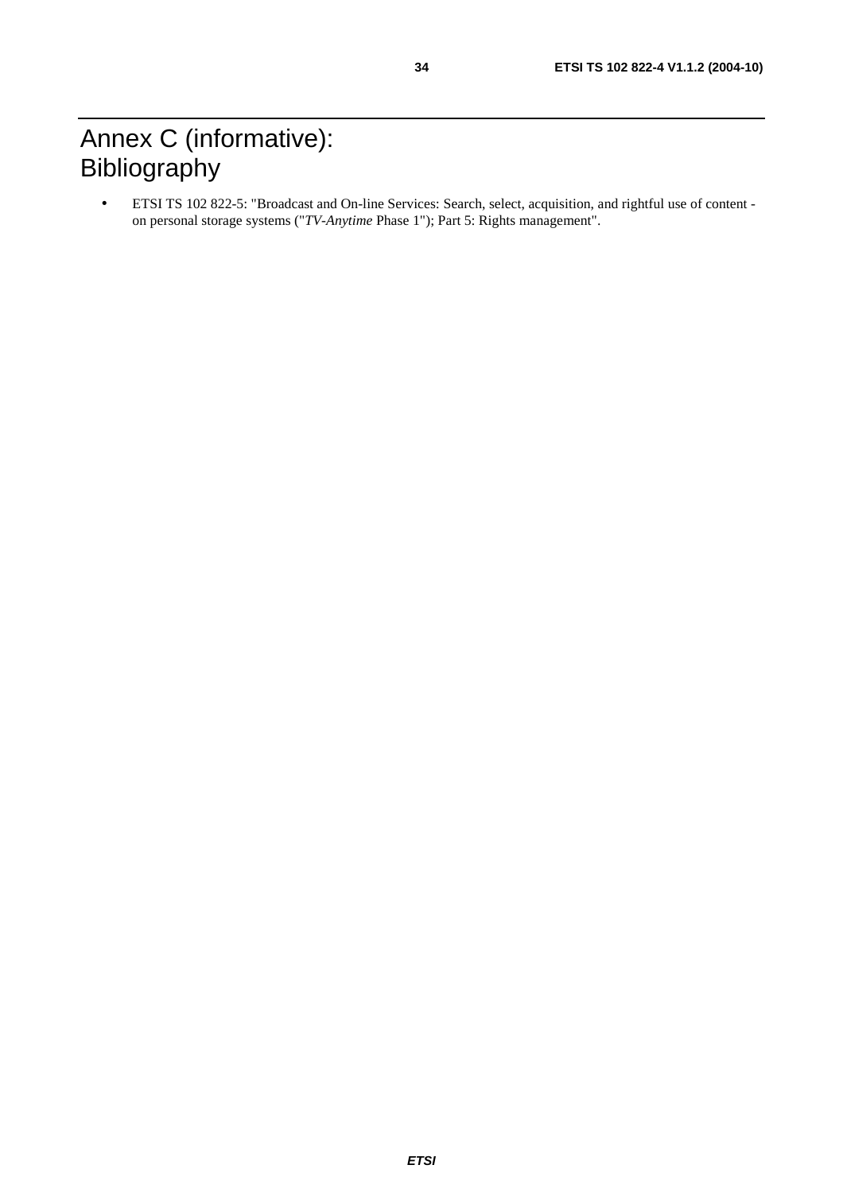# Annex C (informative): Bibliography

- ETSI TS 102 822-5: "Broadcast and On-line Services: Search, select, acquisition, and rightful use of content - on personal storage systems ("*TV-Anytime* Phase 1"); Part 5: Rights management".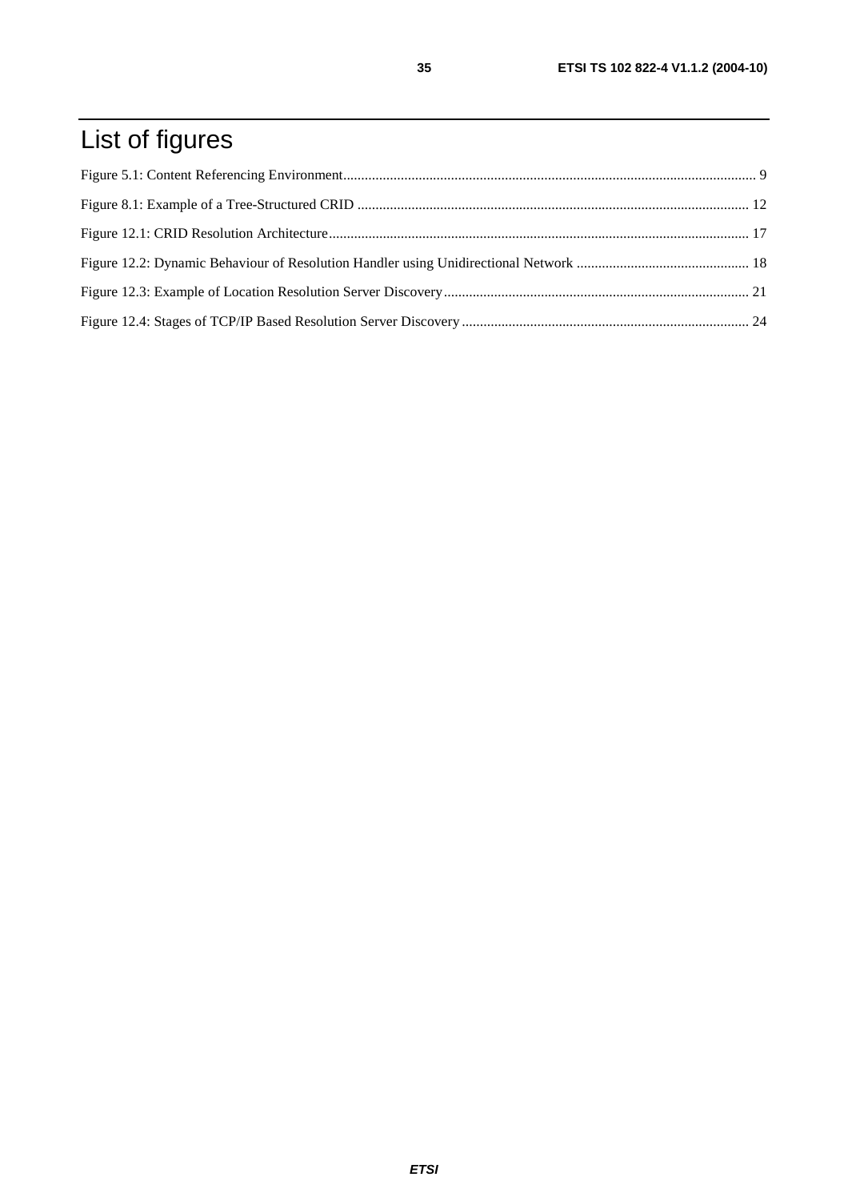# List of figures

Figure 5.1: Content Referencing Environment.................................................................................................................. 9

Figure 8.1: Example of a Tree-Structured CRID ............................................................................................................ 12

Figure 12.1: CRID Resolution Architecture.................................................................................................................... 17

Figure 12.2: Dynamic Behaviour of Resolution Handler using Unidirectional Network ................................................ 18

Figure 12.3: Example of Location Resolution Server Discovery.................................................................................... 21

Figure 12.4: Stages of TCP/IP Based Resolution Server Discovery ................................................................................ 24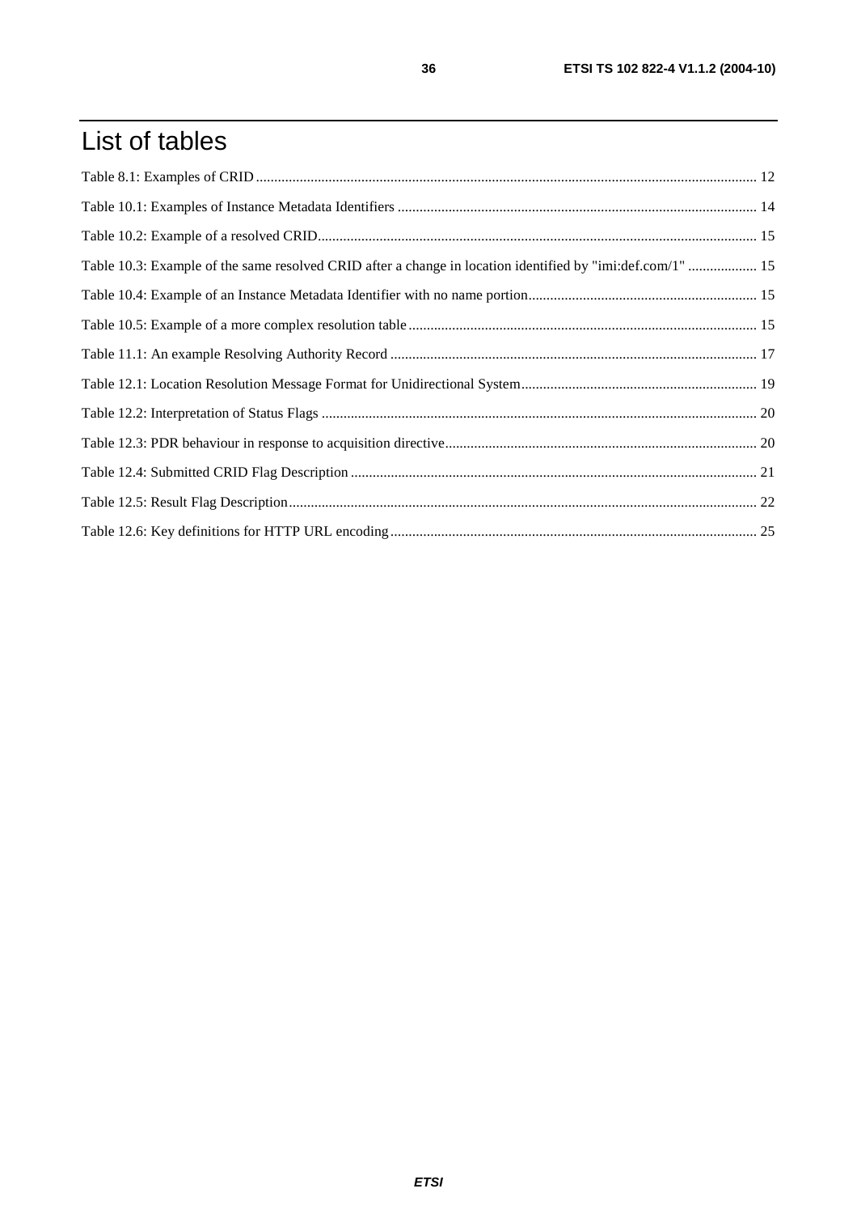# List of tables

Table 8.1: Examples of CRID ........................................................................................................................................ 12

Table 10.1: Examples of Instance Metadata Identifiers .................................................................................................. 14

Table 10.2: Example of a resolved CRID........................................................................................................................ 15

Table 10.3: Example of the same resolved CRID after a change in location identified by "imi:def.com/1" ................... 15

Table 10.4: Example of an Instance Metadata Identifier with no name portion.............................................................. 15

Table 10.5: Example of a more complex resolution table ............................................................................................... 15

Table 11.1: An example Resolving Authority Record .................................................................................................... 17

Table 12.1: Location Resolution Message Format for Unidirectional System................................................................ 19

Table 12.2: Interpretation of Status Flags ....................................................................................................................... 20

Table 12.3: PDR behaviour in response to acquisition directive..................................................................................... 20

Table 12.4: Submitted CRID Flag Description ............................................................................................................... 21

Table 12.5: Result Flag Description................................................................................................................................ 22

Table 12.6: Key definitions for HTTP URL encoding.................................................................................................... 25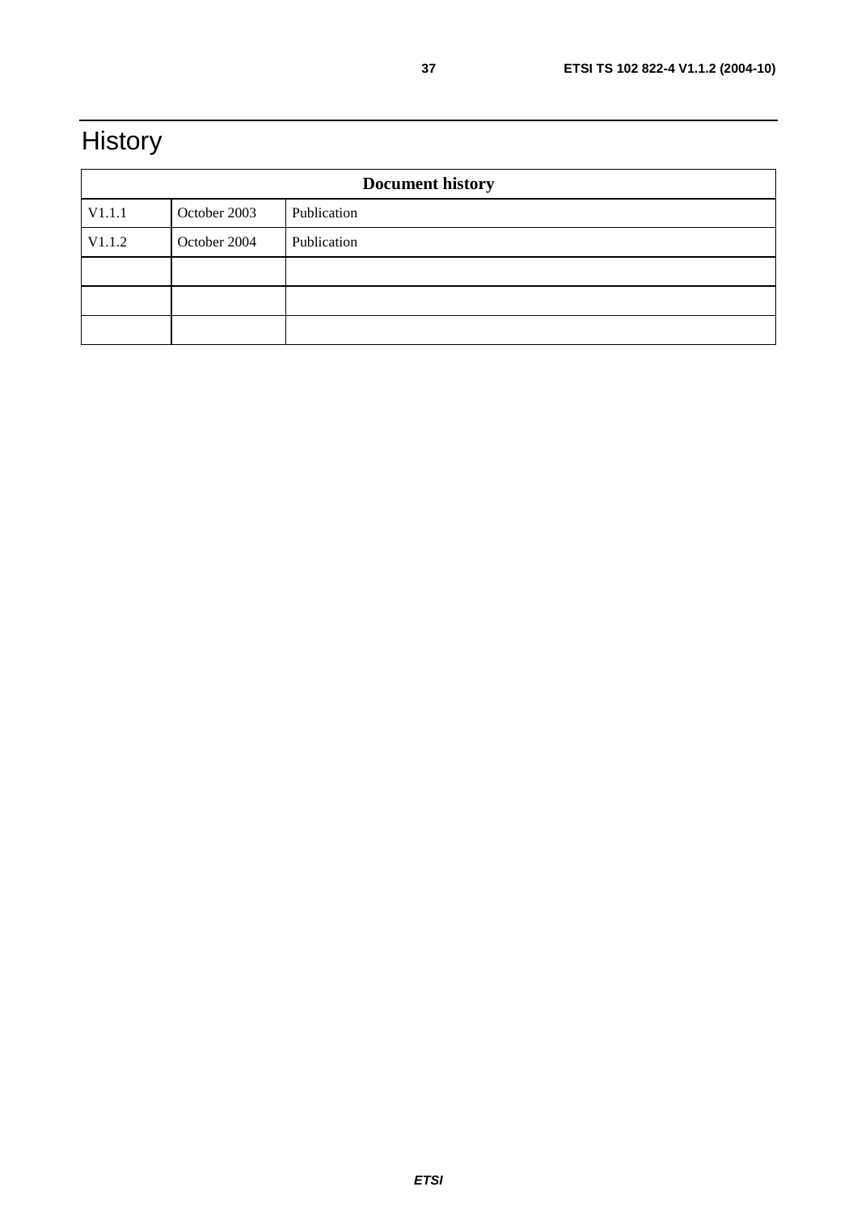# History

| Document history | | |
|---|---|---|
| V1.1.1 | October 2003 | Publication |
| V1.1.2 | October 2004 | Publication |
| | | |
| | | |
| | | |